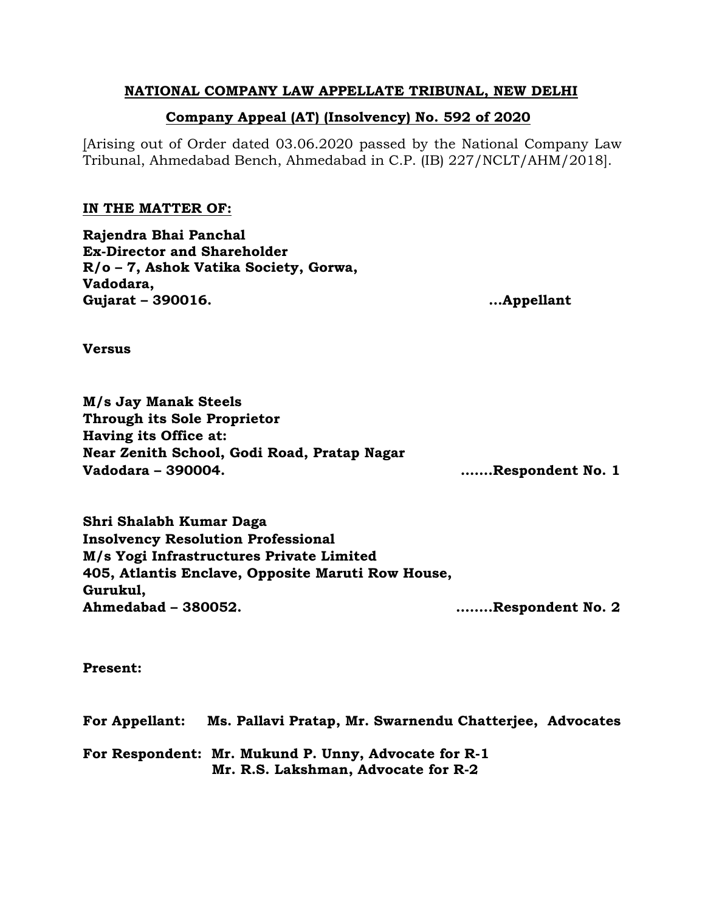**NATIONAL COMPANY LAW APPELLATE TRIBUNAL, NEW DELHI**

**Company Appeal (AT) (Insolvency) No. 592 of 2020**

[Arising out of Order dated 03.06.2020 passed by the National Company Law Tribunal, Ahmedabad Bench, Ahmedabad in C.P. (IB) 227/NCLT/AHM/2018].

**IN THE MATTER OF:**

**Rajendra Bhai Panchal**
**Ex-Director and Shareholder**
**R/o – 7, Ashok Vatika Society, Gorwa,**
**Vadodara,**
**Gujarat – 390016.** **...Appellant**

**Versus**

**M/s Jay Manak Steels**
**Through its Sole Proprietor**
**Having its Office at:**
**Near Zenith School, Godi Road, Pratap Nagar**
**Vadodara – 390004.** **.......Respondent No. 1**

**Shri Shalabh Kumar Daga**
**Insolvency Resolution Professional**
**M/s Yogi Infrastructures Private Limited**
**405, Atlantis Enclave, Opposite Maruti Row House,**
**Gurukul,**
**Ahmedabad – 380052.** **........Respondent No. 2**

**Present:**

**For Appellant:** **Ms. Pallavi Pratap, Mr. Swarnendu Chatterjee, Advocates**

**For Respondent:** **Mr. Mukund P. Unny, Advocate for R-1**
**Mr. R.S. Lakshman, Advocate for R-2**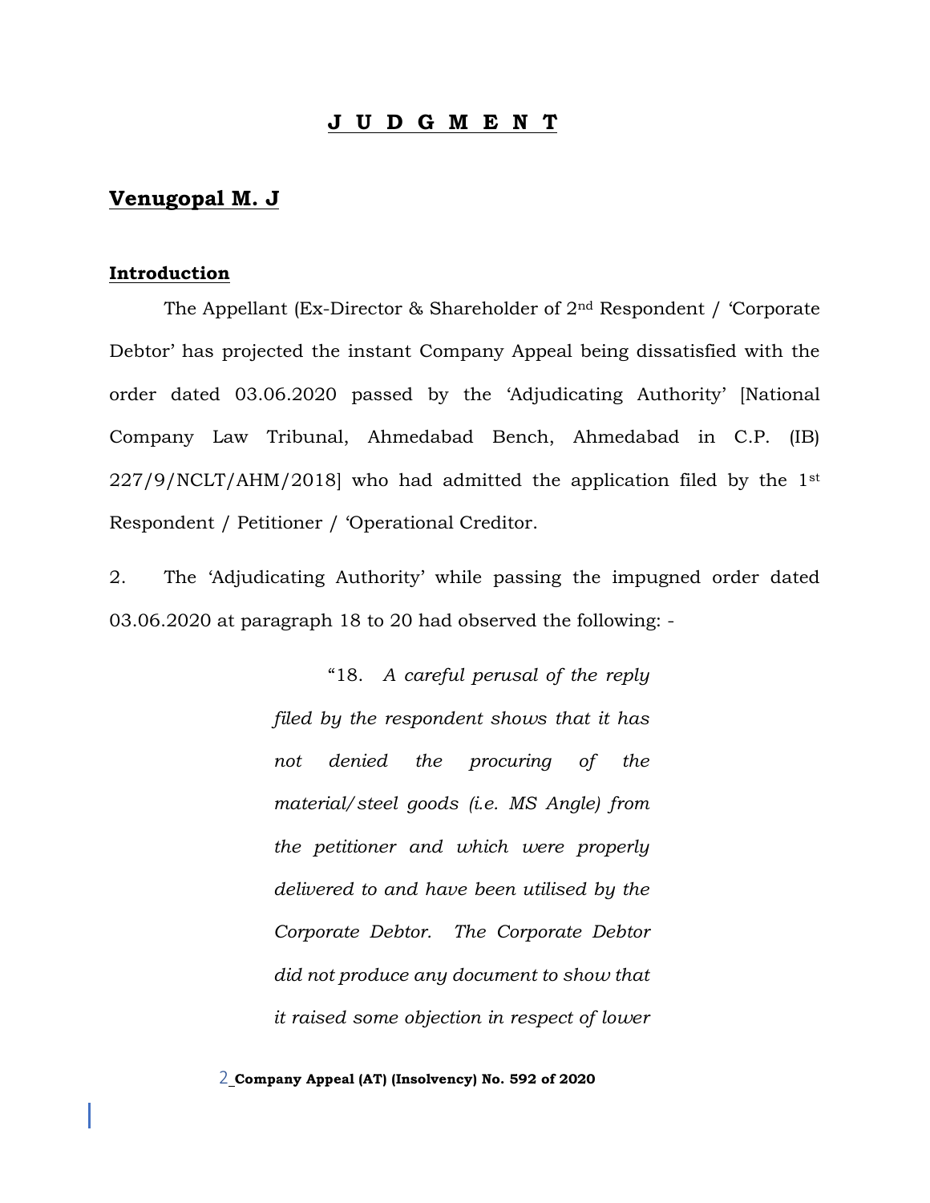# J U D G M E N T

## Venugopal M. J

### Introduction

The Appellant (Ex-Director & Shareholder of 2nd Respondent / 'Corporate Debtor' has projected the instant Company Appeal being dissatisfied with the order dated 03.06.2020 passed by the 'Adjudicating Authority' [National Company Law Tribunal, Ahmedabad Bench, Ahmedabad in C.P. (IB) 227/9/NCLT/AHM/2018] who had admitted the application filed by the 1st Respondent / Petitioner / 'Operational Creditor.

2. The 'Adjudicating Authority' while passing the impugned order dated 03.06.2020 at paragraph 18 to 20 had observed the following: -

> "18. *A careful perusal of the reply filed by the respondent shows that it has not denied the procuring of the material/steel goods (i.e. MS Angle) from the petitioner and which were properly delivered to and have been utilised by the Corporate Debtor. The Corporate Debtor did not produce any document to show that it raised some objection in respect of lower*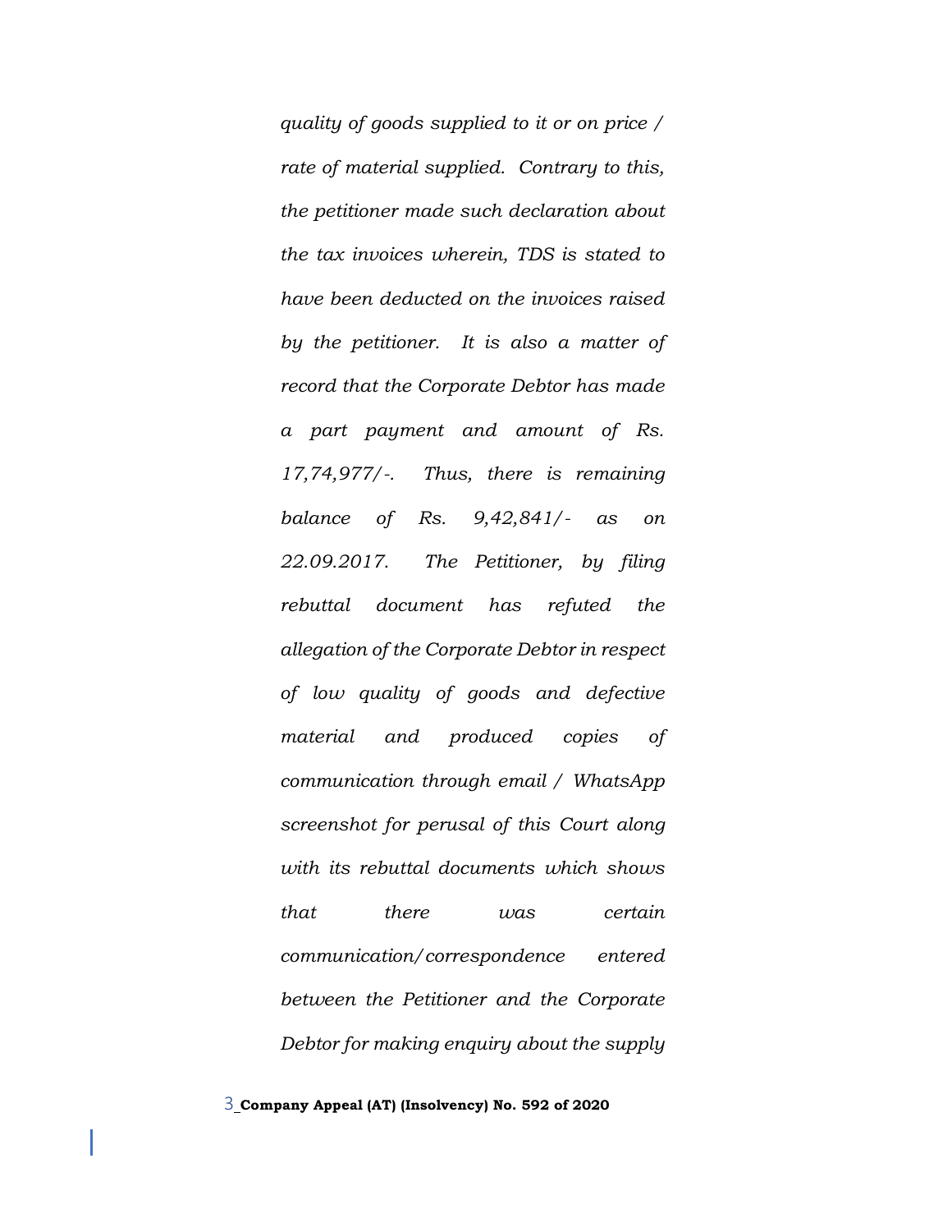*quality of goods supplied to it or on price / rate of material supplied. Contrary to this, the petitioner made such declaration about the tax invoices wherein, TDS is stated to have been deducted on the invoices raised by the petitioner. It is also a matter of record that the Corporate Debtor has made a part payment and amount of Rs. 17,74,977/-. Thus, there is remaining balance of Rs. 9,42,841/- as on 22.09.2017. The Petitioner, by filing rebuttal document has refuted the allegation of the Corporate Debtor in respect of low quality of goods and defective material and produced copies of communication through email / WhatsApp screenshot for perusal of this Court along with its rebuttal documents which shows that there was certain communication/correspondence entered between the Petitioner and the Corporate Debtor for making enquiry about the supply*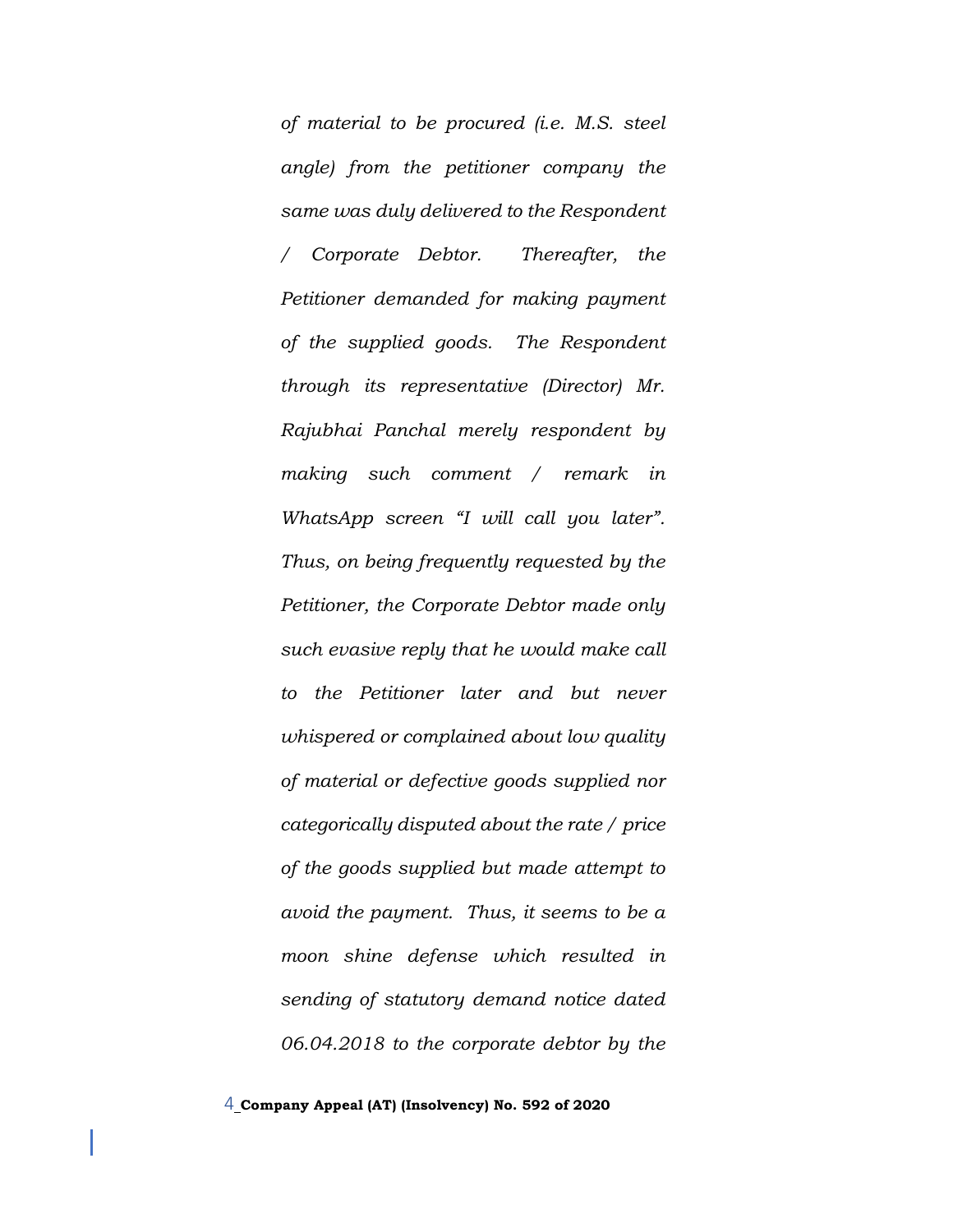*of material to be procured (i.e. M.S. steel angle) from the petitioner company the same was duly delivered to the Respondent / Corporate Debtor. Thereafter, the Petitioner demanded for making payment of the supplied goods. The Respondent through its representative (Director) Mr. Rajubhai Panchal merely respondent by making such comment / remark in WhatsApp screen "I will call you later". Thus, on being frequently requested by the Petitioner, the Corporate Debtor made only such evasive reply that he would make call to the Petitioner later and but never whispered or complained about low quality of material or defective goods supplied nor categorically disputed about the rate / price of the goods supplied but made attempt to avoid the payment. Thus, it seems to be a moon shine defense which resulted in sending of statutory demand notice dated 06.04.2018 to the corporate debtor by the*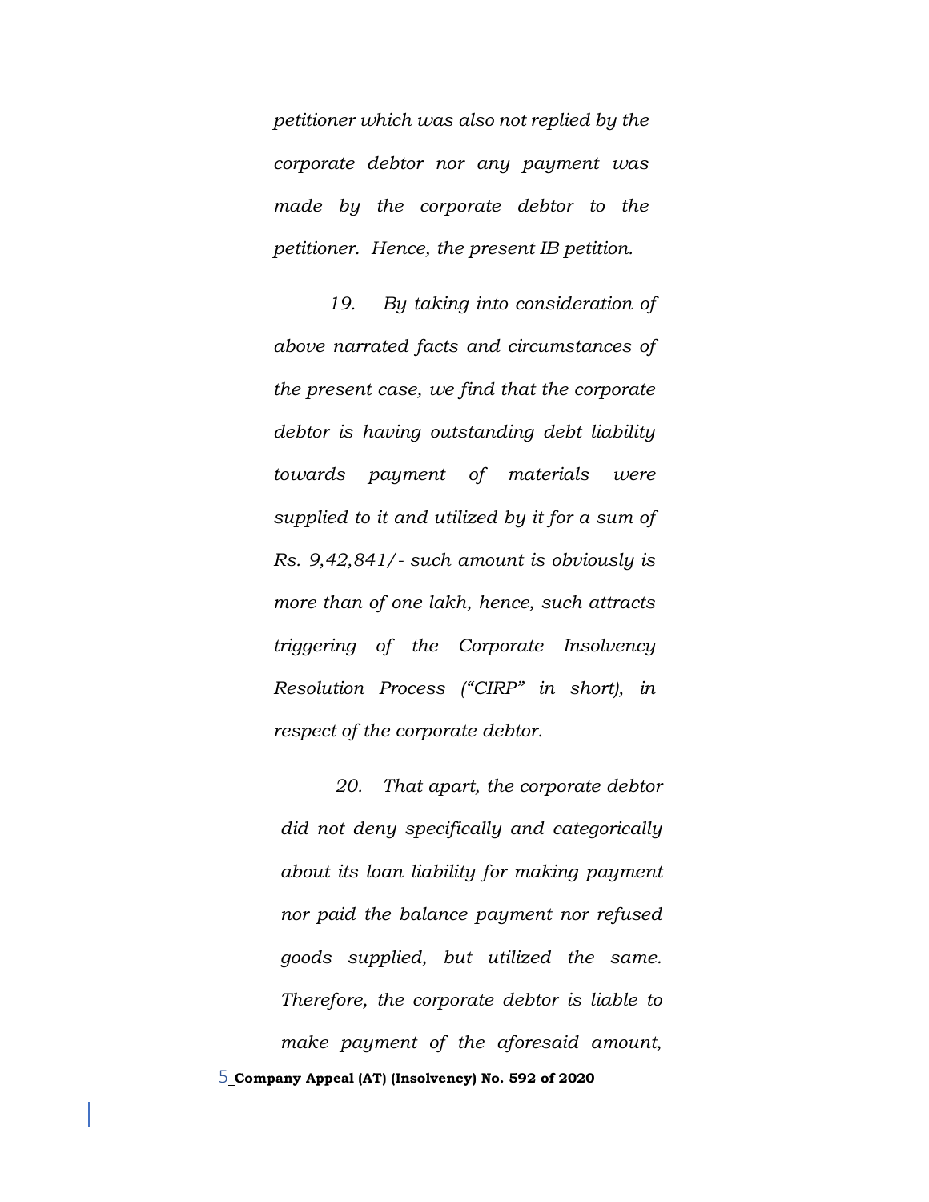*petitioner which was also not replied by the corporate debtor nor any payment was made by the corporate debtor to the petitioner. Hence, the present IB petition.*

*19. By taking into consideration of above narrated facts and circumstances of the present case, we find that the corporate debtor is having outstanding debt liability towards payment of materials were supplied to it and utilized by it for a sum of Rs. 9,42,841/- such amount is obviously is more than of one lakh, hence, such attracts triggering of the Corporate Insolvency Resolution Process ("CIRP" in short), in respect of the corporate debtor.*

*20. That apart, the corporate debtor did not deny specifically and categorically about its loan liability for making payment nor paid the balance payment nor refused goods supplied, but utilized the same. Therefore, the corporate debtor is liable to make payment of the aforesaid amount,*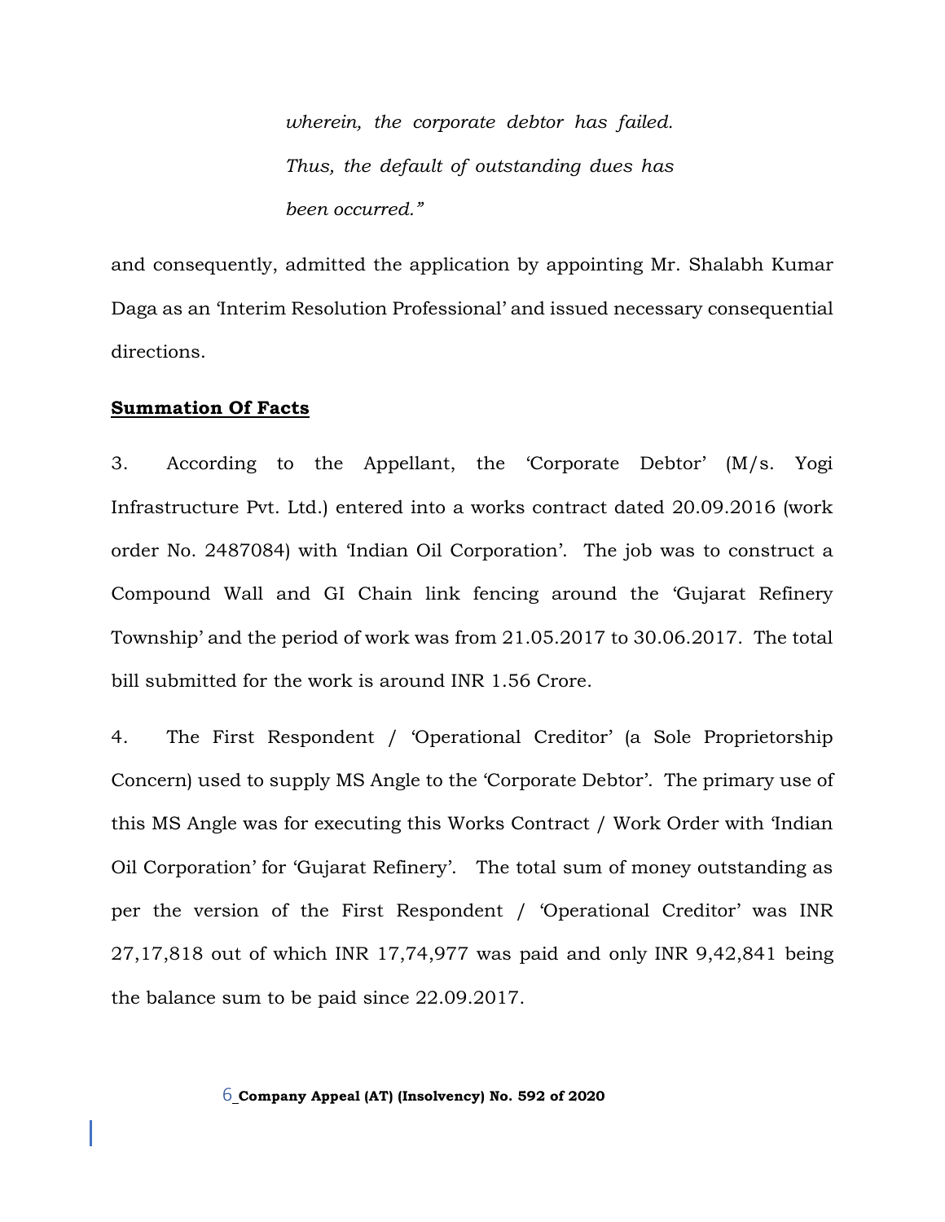*wherein, the corporate debtor has failed. Thus, the default of outstanding dues has been occurred."*

and consequently, admitted the application by appointing Mr. Shalabh Kumar Daga as an 'Interim Resolution Professional' and issued necessary consequential directions.

**<u>Summation Of Facts</u>**

3. According to the Appellant, the 'Corporate Debtor' (M/s. Yogi Infrastructure Pvt. Ltd.) entered into a works contract dated 20.09.2016 (work order No. 2487084) with 'Indian Oil Corporation'. The job was to construct a Compound Wall and GI Chain link fencing around the 'Gujarat Refinery Township' and the period of work was from 21.05.2017 to 30.06.2017. The total bill submitted for the work is around INR 1.56 Crore.

4. The First Respondent / 'Operational Creditor' (a Sole Proprietorship Concern) used to supply MS Angle to the 'Corporate Debtor'. The primary use of this MS Angle was for executing this Works Contract / Work Order with 'Indian Oil Corporation' for 'Gujarat Refinery'. The total sum of money outstanding as per the version of the First Respondent / 'Operational Creditor' was INR 27,17,818 out of which INR 17,74,977 was paid and only INR 9,42,841 being the balance sum to be paid since 22.09.2017.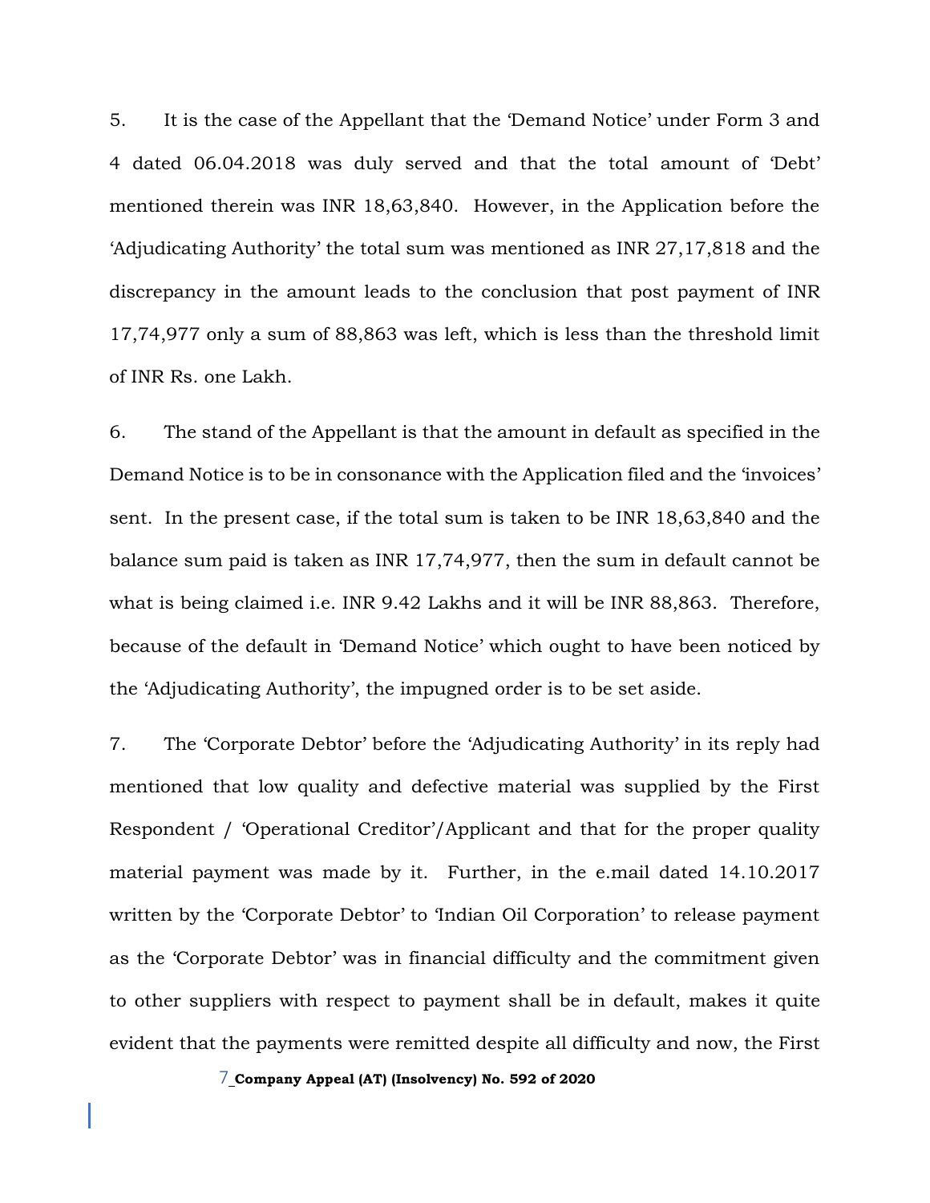5. It is the case of the Appellant that the 'Demand Notice' under Form 3 and 4 dated 06.04.2018 was duly served and that the total amount of 'Debt' mentioned therein was INR 18,63,840. However, in the Application before the 'Adjudicating Authority' the total sum was mentioned as INR 27,17,818 and the discrepancy in the amount leads to the conclusion that post payment of INR 17,74,977 only a sum of 88,863 was left, which is less than the threshold limit of INR Rs. one Lakh.

6. The stand of the Appellant is that the amount in default as specified in the Demand Notice is to be in consonance with the Application filed and the 'invoices' sent. In the present case, if the total sum is taken to be INR 18,63,840 and the balance sum paid is taken as INR 17,74,977, then the sum in default cannot be what is being claimed i.e. INR 9.42 Lakhs and it will be INR 88,863. Therefore, because of the default in 'Demand Notice' which ought to have been noticed by the 'Adjudicating Authority', the impugned order is to be set aside.

7. The 'Corporate Debtor' before the 'Adjudicating Authority' in its reply had mentioned that low quality and defective material was supplied by the First Respondent / 'Operational Creditor'/Applicant and that for the proper quality material payment was made by it. Further, in the e.mail dated 14.10.2017 written by the 'Corporate Debtor' to 'Indian Oil Corporation' to release payment as the 'Corporate Debtor' was in financial difficulty and the commitment given to other suppliers with respect to payment shall be in default, makes it quite evident that the payments were remitted despite all difficulty and now, the First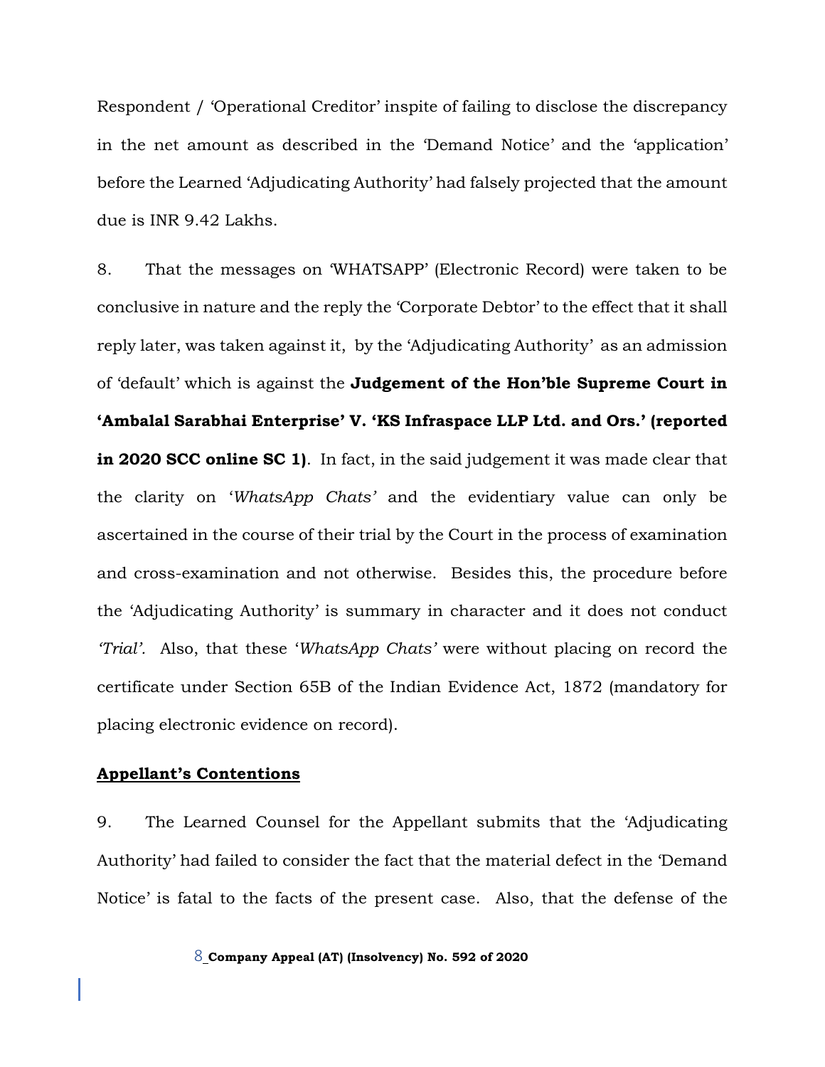Respondent / 'Operational Creditor' inspite of failing to disclose the discrepancy in the net amount as described in the 'Demand Notice' and the 'application' before the Learned 'Adjudicating Authority' had falsely projected that the amount due is INR 9.42 Lakhs.

8. That the messages on 'WHATSAPP' (Electronic Record) were taken to be conclusive in nature and the reply the 'Corporate Debtor' to the effect that it shall reply later, was taken against it, by the 'Adjudicating Authority' as an admission of 'default' which is against the **Judgement of the Hon'ble Supreme Court in 'Ambalal Sarabhai Enterprise' V. 'KS Infraspace LLP Ltd. and Ors.' (reported in 2020 SCC online SC 1)**. In fact, in the said judgement it was made clear that the clarity on '*WhatsApp Chats'* and the evidentiary value can only be ascertained in the course of their trial by the Court in the process of examination and cross-examination and not otherwise. Besides this, the procedure before the 'Adjudicating Authority' is summary in character and it does not conduct *'Trial'*. Also, that these '*WhatsApp Chats'* were without placing on record the certificate under Section 65B of the Indian Evidence Act, 1872 (mandatory for placing electronic evidence on record).

**<u>Appellant's Contentions</u>**

9. The Learned Counsel for the Appellant submits that the 'Adjudicating Authority' had failed to consider the fact that the material defect in the 'Demand Notice' is fatal to the facts of the present case. Also, that the defense of the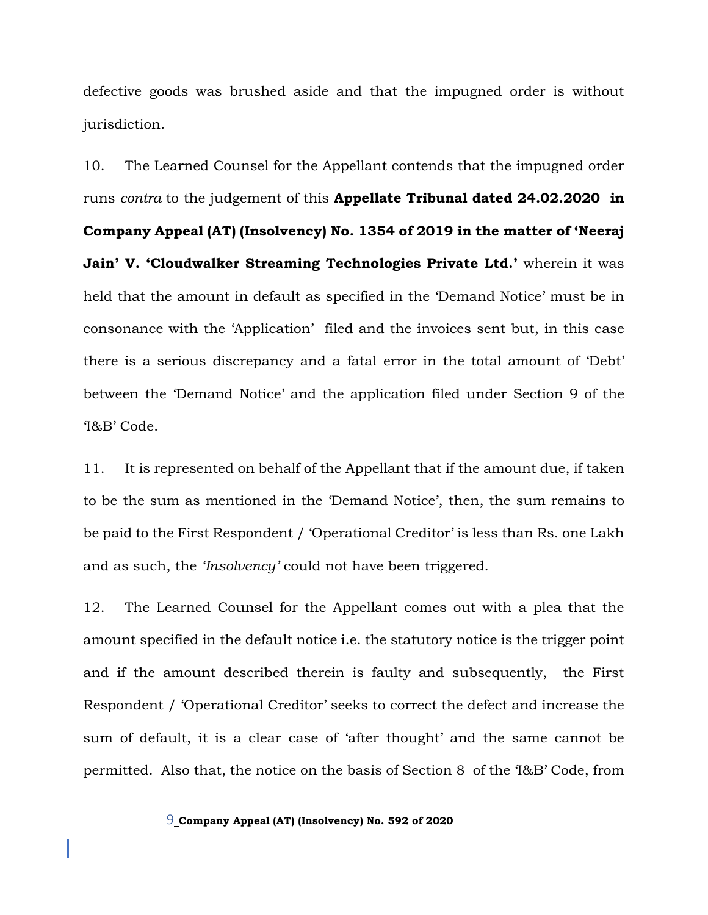defective goods was brushed aside and that the impugned order is without jurisdiction.

10. The Learned Counsel for the Appellant contends that the impugned order runs *contra* to the judgement of this **Appellate Tribunal dated 24.02.2020 in Company Appeal (AT) (Insolvency) No. 1354 of 2019 in the matter of 'Neeraj Jain' V. 'Cloudwalker Streaming Technologies Private Ltd.'** wherein it was held that the amount in default as specified in the 'Demand Notice' must be in consonance with the 'Application' filed and the invoices sent but, in this case there is a serious discrepancy and a fatal error in the total amount of 'Debt' between the 'Demand Notice' and the application filed under Section 9 of the 'I&B' Code.

11. It is represented on behalf of the Appellant that if the amount due, if taken to be the sum as mentioned in the 'Demand Notice', then, the sum remains to be paid to the First Respondent / 'Operational Creditor' is less than Rs. one Lakh and as such, the *'Insolvency'* could not have been triggered.

12. The Learned Counsel for the Appellant comes out with a plea that the amount specified in the default notice i.e. the statutory notice is the trigger point and if the amount described therein is faulty and subsequently, the First Respondent / 'Operational Creditor' seeks to correct the defect and increase the sum of default, it is a clear case of 'after thought' and the same cannot be permitted. Also that, the notice on the basis of Section 8 of the 'I&B' Code, from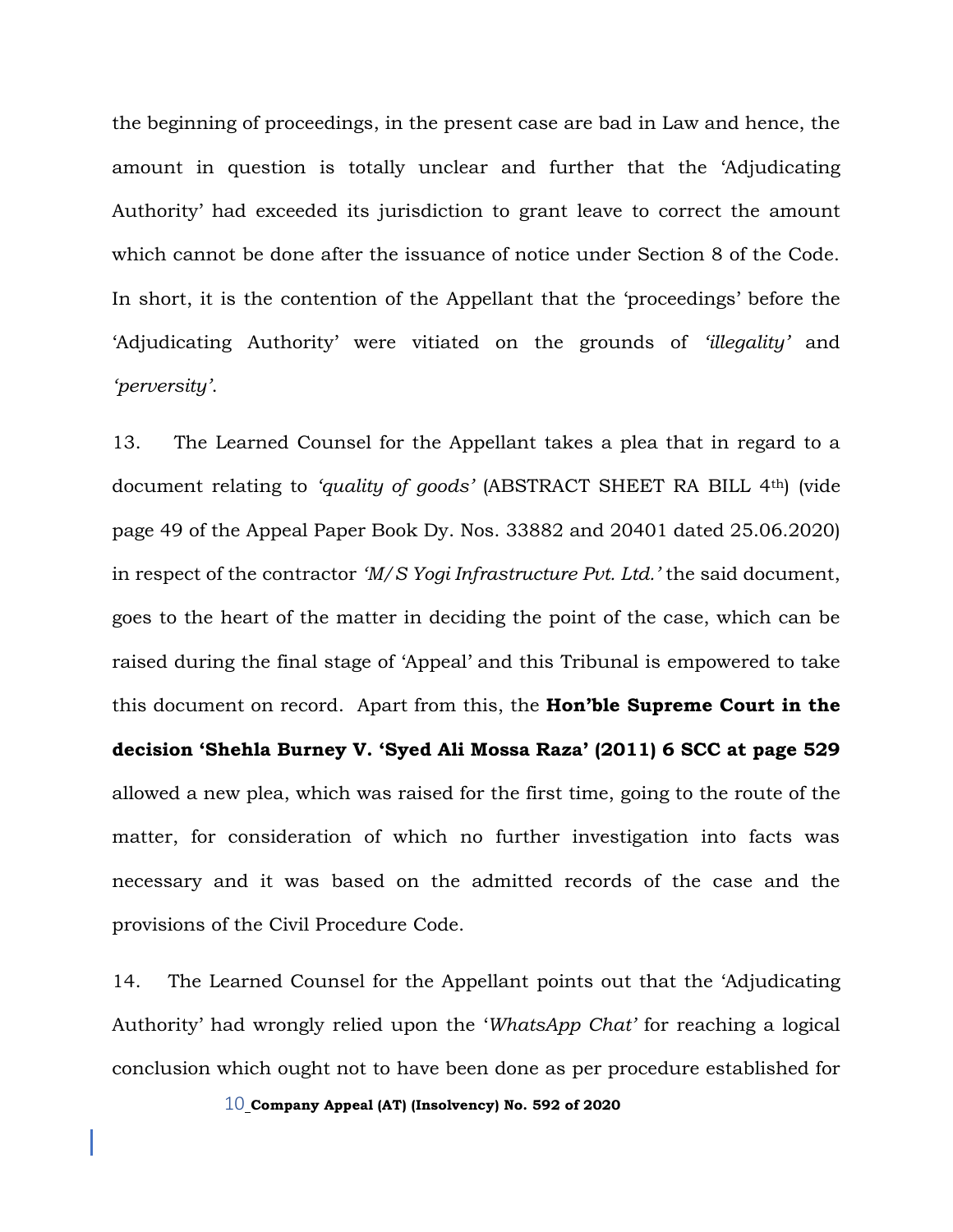the beginning of proceedings, in the present case are bad in Law and hence, the amount in question is totally unclear and further that the 'Adjudicating Authority' had exceeded its jurisdiction to grant leave to correct the amount which cannot be done after the issuance of notice under Section 8 of the Code. In short, it is the contention of the Appellant that the 'proceedings' before the 'Adjudicating Authority' were vitiated on the grounds of *'illegality'* and *'perversity'*.

13. The Learned Counsel for the Appellant takes a plea that in regard to a document relating to *'quality of goods'* (ABSTRACT SHEET RA BILL 4th) (vide page 49 of the Appeal Paper Book Dy. Nos. 33882 and 20401 dated 25.06.2020) in respect of the contractor *'M/S Yogi Infrastructure Pvt. Ltd.'* the said document, goes to the heart of the matter in deciding the point of the case, which can be raised during the final stage of 'Appeal' and this Tribunal is empowered to take this document on record. Apart from this, the **Hon'ble Supreme Court in the decision 'Shehla Burney V. 'Syed Ali Mossa Raza' (2011) 6 SCC at page 529** allowed a new plea, which was raised for the first time, going to the route of the matter, for consideration of which no further investigation into facts was necessary and it was based on the admitted records of the case and the provisions of the Civil Procedure Code.

14. The Learned Counsel for the Appellant points out that the 'Adjudicating Authority' had wrongly relied upon the '*WhatsApp Chat'* for reaching a logical conclusion which ought not to have been done as per procedure established for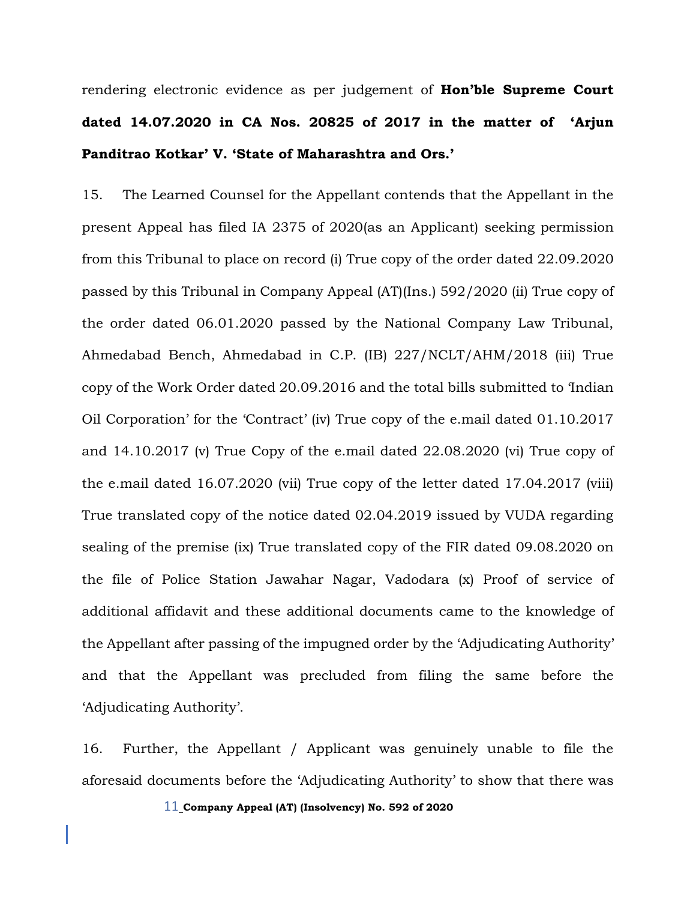rendering electronic evidence as per judgement of **Hon'ble Supreme Court dated 14.07.2020 in CA Nos. 20825 of 2017 in the matter of 'Arjun Panditrao Kotkar' V. 'State of Maharashtra and Ors.'**

15. The Learned Counsel for the Appellant contends that the Appellant in the present Appeal has filed IA 2375 of 2020(as an Applicant) seeking permission from this Tribunal to place on record (i) True copy of the order dated 22.09.2020 passed by this Tribunal in Company Appeal (AT)(Ins.) 592/2020 (ii) True copy of the order dated 06.01.2020 passed by the National Company Law Tribunal, Ahmedabad Bench, Ahmedabad in C.P. (IB) 227/NCLT/AHM/2018 (iii) True copy of the Work Order dated 20.09.2016 and the total bills submitted to 'Indian Oil Corporation' for the 'Contract' (iv) True copy of the e.mail dated 01.10.2017 and 14.10.2017 (v) True Copy of the e.mail dated 22.08.2020 (vi) True copy of the e.mail dated 16.07.2020 (vii) True copy of the letter dated 17.04.2017 (viii) True translated copy of the notice dated 02.04.2019 issued by VUDA regarding sealing of the premise (ix) True translated copy of the FIR dated 09.08.2020 on the file of Police Station Jawahar Nagar, Vadodara (x) Proof of service of additional affidavit and these additional documents came to the knowledge of the Appellant after passing of the impugned order by the 'Adjudicating Authority' and that the Appellant was precluded from filing the same before the 'Adjudicating Authority'.

16. Further, the Appellant / Applicant was genuinely unable to file the aforesaid documents before the 'Adjudicating Authority' to show that there was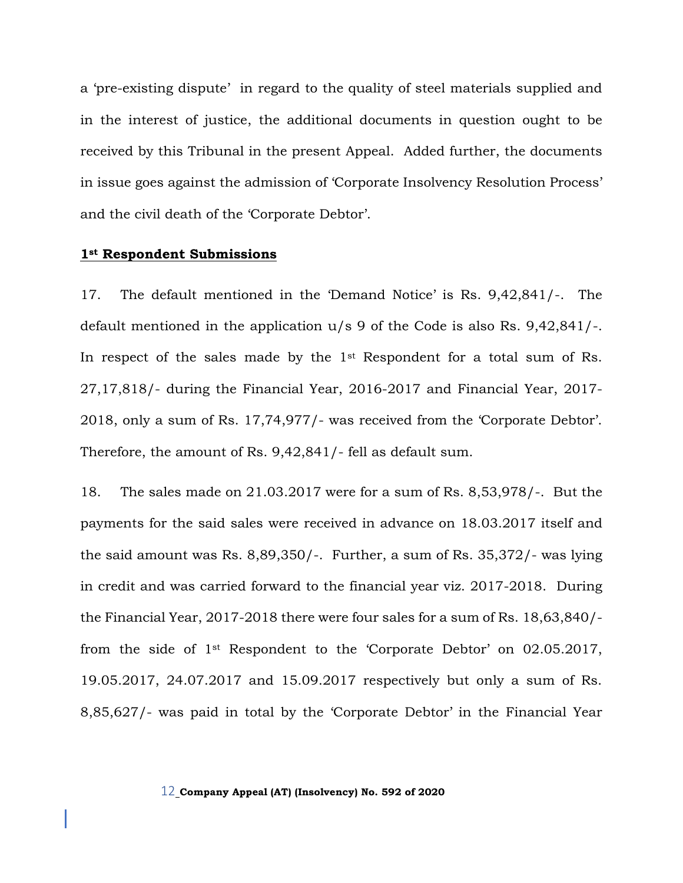a 'pre-existing dispute' in regard to the quality of steel materials supplied and in the interest of justice, the additional documents in question ought to be received by this Tribunal in the present Appeal. Added further, the documents in issue goes against the admission of 'Corporate Insolvency Resolution Process' and the civil death of the 'Corporate Debtor'.

**1st Respondent Submissions**

17. The default mentioned in the 'Demand Notice' is Rs. 9,42,841/-. The default mentioned in the application u/s 9 of the Code is also Rs. 9,42,841/-. In respect of the sales made by the 1st Respondent for a total sum of Rs. 27,17,818/- during the Financial Year, 2016-2017 and Financial Year, 2017-2018, only a sum of Rs. 17,74,977/- was received from the 'Corporate Debtor'. Therefore, the amount of Rs. 9,42,841/- fell as default sum.

18. The sales made on 21.03.2017 were for a sum of Rs. 8,53,978/-. But the payments for the said sales were received in advance on 18.03.2017 itself and the said amount was Rs. 8,89,350/-. Further, a sum of Rs. 35,372/- was lying in credit and was carried forward to the financial year viz. 2017-2018. During the Financial Year, 2017-2018 there were four sales for a sum of Rs. 18,63,840/- from the side of 1st Respondent to the 'Corporate Debtor' on 02.05.2017, 19.05.2017, 24.07.2017 and 15.09.2017 respectively but only a sum of Rs. 8,85,627/- was paid in total by the 'Corporate Debtor' in the Financial Year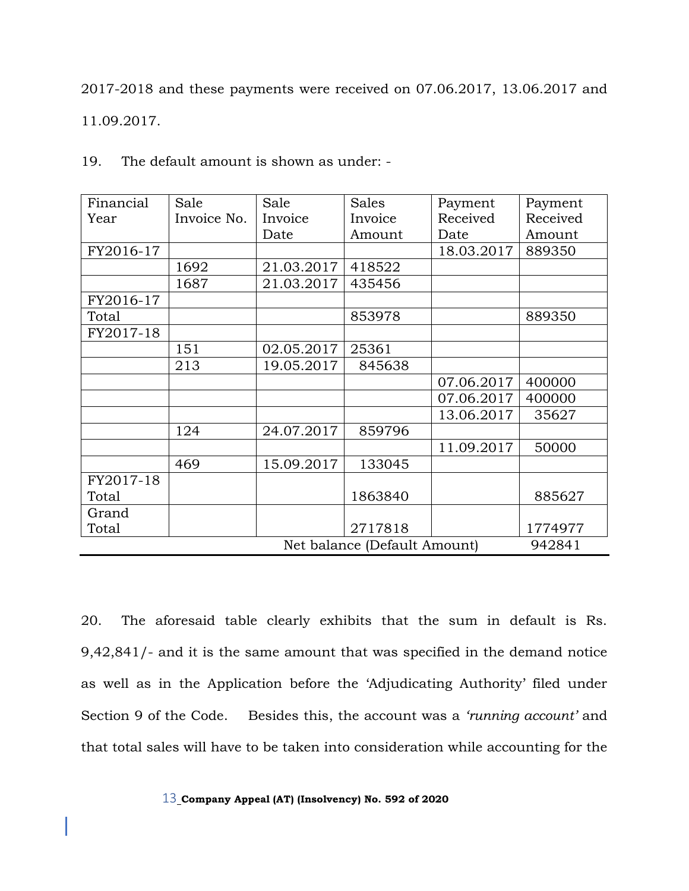2017-2018 and these payments were received on 07.06.2017, 13.06.2017 and 11.09.2017.

19. The default amount is shown as under: -

| Financial Year | Sale Invoice No. | Sale Invoice Date | Sales Invoice Amount | Payment Received Date | Payment Received Amount |
|---|---|---|---|---|---|
| FY2016-17 | | | | 18.03.2017 | 889350 |
| | 1692 | 21.03.2017 | 418522 | | |
| | 1687 | 21.03.2017 | 435456 | | |
| FY2016-17 | | | | | |
| Total | | | 853978 | | 889350 |
| FY2017-18 | | | | | |
| | 151 | 02.05.2017 | 25361 | | |
| | 213 | 19.05.2017 | 845638 | | |
| | | | | 07.06.2017 | 400000 |
| | | | | 07.06.2017 | 400000 |
| | | | | 13.06.2017 | 35627 |
| | 124 | 24.07.2017 | 859796 | | |
| | | | | 11.09.2017 | 50000 |
| | 469 | 15.09.2017 | 133045 | | |
| FY2017-18 Total | | | 1863840 | | 885627 |
| Grand Total | | | 2717818 | | 1774977 |
| | | | Net balance (Default Amount) | | 942841 |

20. The aforesaid table clearly exhibits that the sum in default is Rs. 9,42,841/- and it is the same amount that was specified in the demand notice as well as in the Application before the 'Adjudicating Authority' filed under Section 9 of the Code. Besides this, the account was a *'running account'* and that total sales will have to be taken into consideration while accounting for the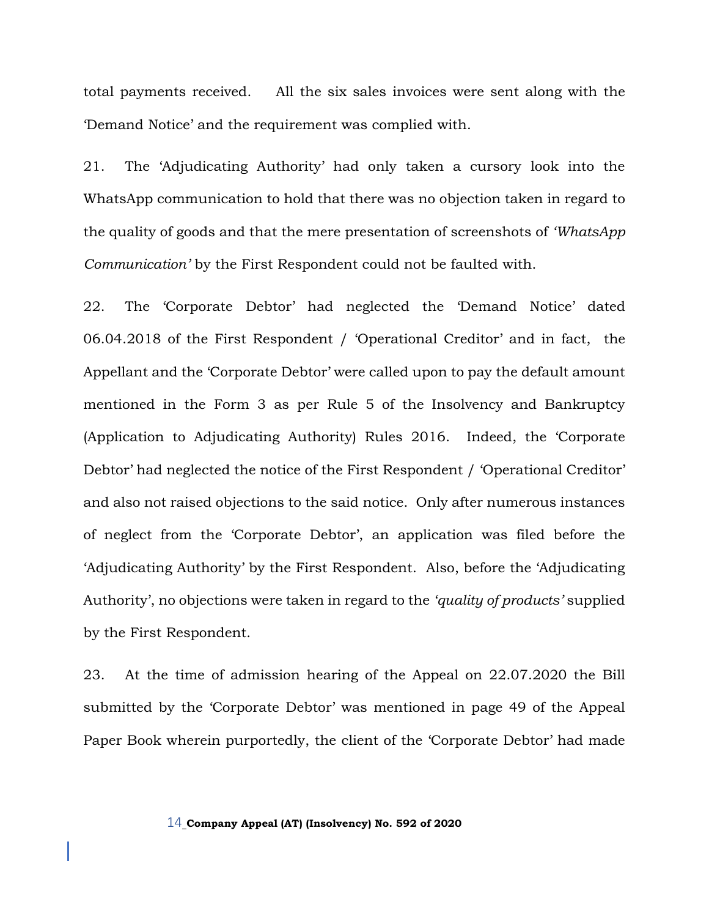total payments received. All the six sales invoices were sent along with the 'Demand Notice' and the requirement was complied with.

21. The 'Adjudicating Authority' had only taken a cursory look into the WhatsApp communication to hold that there was no objection taken in regard to the quality of goods and that the mere presentation of screenshots of *'WhatsApp Communication'* by the First Respondent could not be faulted with.

22. The 'Corporate Debtor' had neglected the 'Demand Notice' dated 06.04.2018 of the First Respondent / 'Operational Creditor' and in fact, the Appellant and the 'Corporate Debtor' were called upon to pay the default amount mentioned in the Form 3 as per Rule 5 of the Insolvency and Bankruptcy (Application to Adjudicating Authority) Rules 2016. Indeed, the 'Corporate Debtor' had neglected the notice of the First Respondent / 'Operational Creditor' and also not raised objections to the said notice. Only after numerous instances of neglect from the 'Corporate Debtor', an application was filed before the 'Adjudicating Authority' by the First Respondent. Also, before the 'Adjudicating Authority', no objections were taken in regard to the *'quality of products'* supplied by the First Respondent.

23. At the time of admission hearing of the Appeal on 22.07.2020 the Bill submitted by the 'Corporate Debtor' was mentioned in page 49 of the Appeal Paper Book wherein purportedly, the client of the 'Corporate Debtor' had made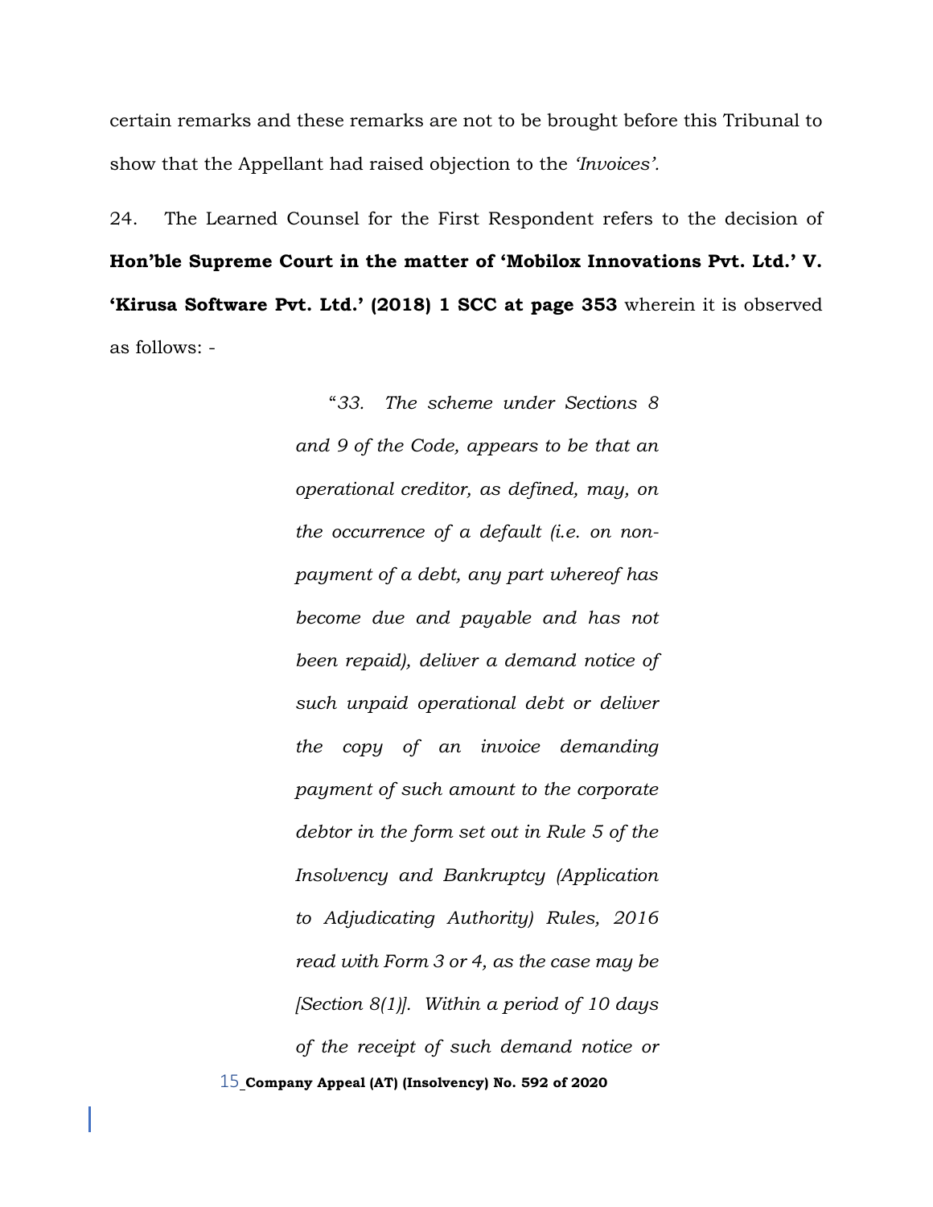certain remarks and these remarks are not to be brought before this Tribunal to show that the Appellant had raised objection to the *'Invoices'*.

24. The Learned Counsel for the First Respondent refers to the decision of **Hon'ble Supreme Court in the matter of 'Mobilox Innovations Pvt. Ltd.' V. 'Kirusa Software Pvt. Ltd.' (2018) 1 SCC at page 353** wherein it is observed as follows: -

> *"33. The scheme under Sections 8 and 9 of the Code, appears to be that an operational creditor, as defined, may, on the occurrence of a default (i.e. on non-payment of a debt, any part whereof has become due and payable and has not been repaid), deliver a demand notice of such unpaid operational debt or deliver the copy of an invoice demanding payment of such amount to the corporate debtor in the form set out in Rule 5 of the Insolvency and Bankruptcy (Application to Adjudicating Authority) Rules, 2016 read with Form 3 or 4, as the case may be [Section 8(1)]. Within a period of 10 days of the receipt of such demand notice or*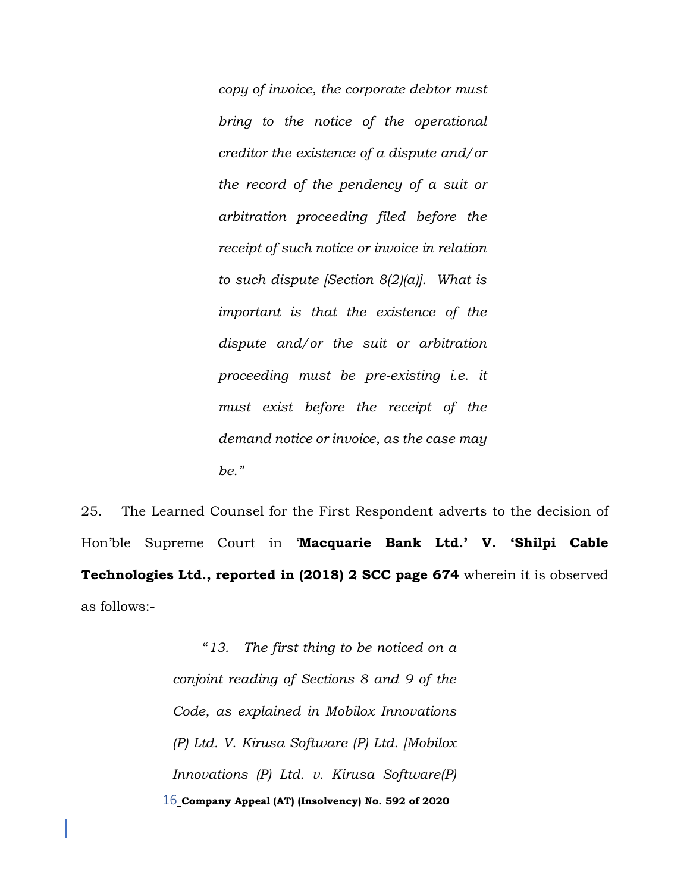> *copy of invoice, the corporate debtor must bring to the notice of the operational creditor the existence of a dispute and/or the record of the pendency of a suit or arbitration proceeding filed before the receipt of such notice or invoice in relation to such dispute [Section 8(2)(a)]. What is important is that the existence of the dispute and/or the suit or arbitration proceeding must be pre-existing i.e. it must exist before the receipt of the demand notice or invoice, as the case may be."*

25. The Learned Counsel for the First Respondent adverts to the decision of Hon'ble Supreme Court in '**Macquarie Bank Ltd.' V. 'Shilpi Cable Technologies Ltd., reported in (2018) 2 SCC page 674** wherein it is observed as follows:-

> "*13. The first thing to be noticed on a conjoint reading of Sections 8 and 9 of the Code, as explained in Mobilox Innovations (P) Ltd. V. Kirusa Software (P) Ltd. [Mobilox Innovations (P) Ltd. v. Kirusa Software(P)*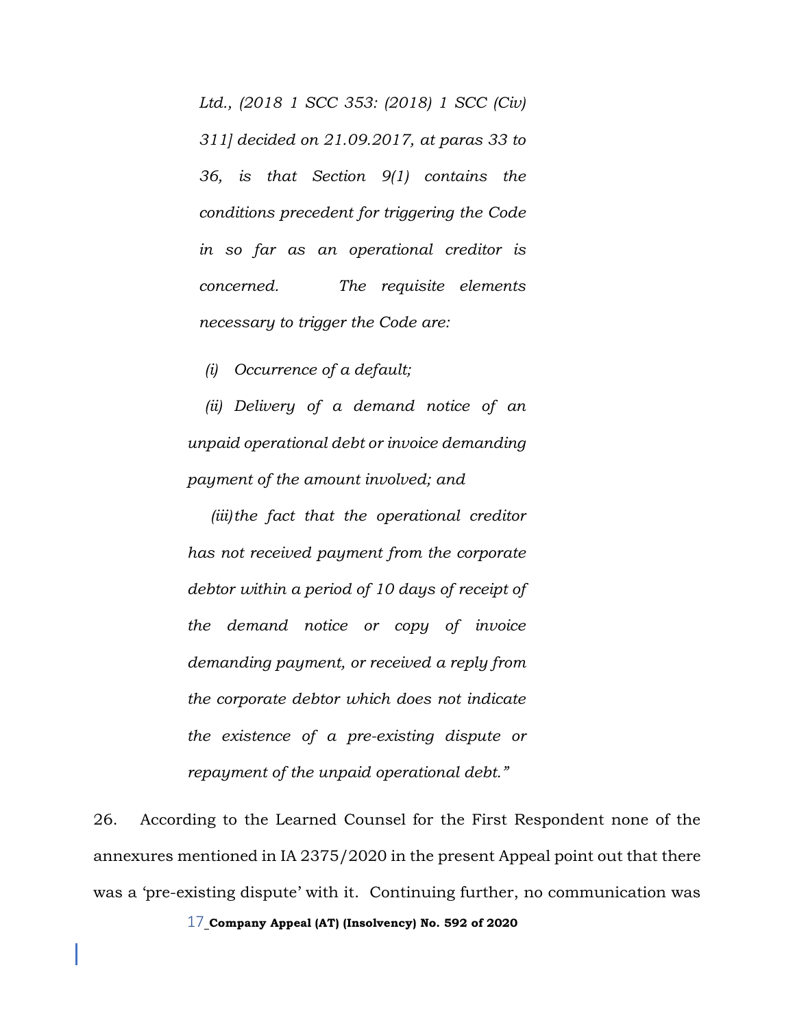*Ltd., (2018 1 SCC 353: (2018) 1 SCC (Civ) 311] decided on 21.09.2017, at paras 33 to 36, is that Section 9(1) contains the conditions precedent for triggering the Code in so far as an operational creditor is concerned. The requisite elements necessary to trigger the Code are:*

*(i) Occurrence of a default;*

*(ii) Delivery of a demand notice of an unpaid operational debt or invoice demanding payment of the amount involved; and*

*(iii) the fact that the operational creditor has not received payment from the corporate debtor within a period of 10 days of receipt of the demand notice or copy of invoice demanding payment, or received a reply from the corporate debtor which does not indicate the existence of a pre-existing dispute or repayment of the unpaid operational debt."*

26. According to the Learned Counsel for the First Respondent none of the annexures mentioned in IA 2375/2020 in the present Appeal point out that there was a 'pre-existing dispute' with it. Continuing further, no communication was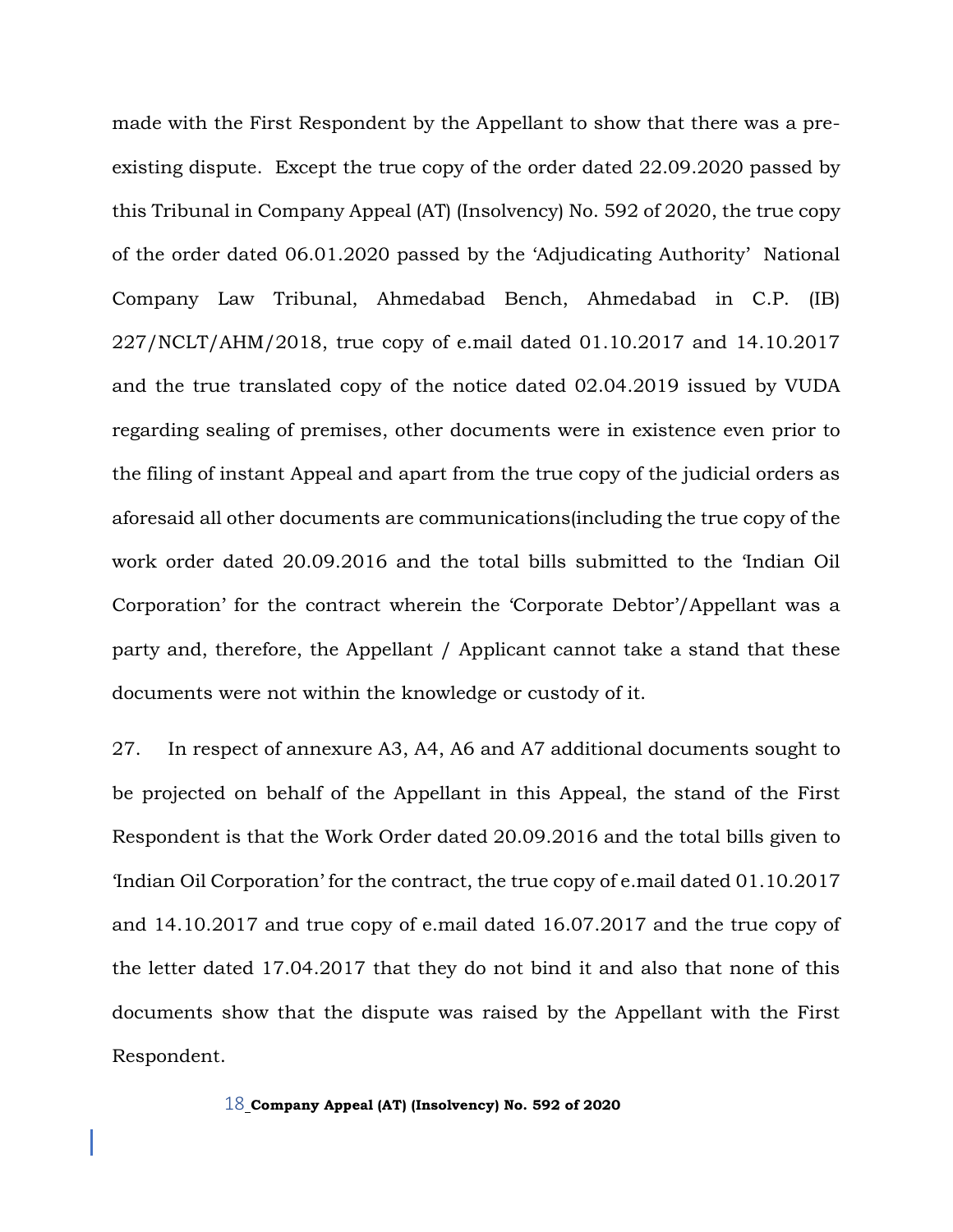made with the First Respondent by the Appellant to show that there was a pre-existing dispute. Except the true copy of the order dated 22.09.2020 passed by this Tribunal in Company Appeal (AT) (Insolvency) No. 592 of 2020, the true copy of the order dated 06.01.2020 passed by the 'Adjudicating Authority' National Company Law Tribunal, Ahmedabad Bench, Ahmedabad in C.P. (IB) 227/NCLT/AHM/2018, true copy of e.mail dated 01.10.2017 and 14.10.2017 and the true translated copy of the notice dated 02.04.2019 issued by VUDA regarding sealing of premises, other documents were in existence even prior to the filing of instant Appeal and apart from the true copy of the judicial orders as aforesaid all other documents are communications(including the true copy of the work order dated 20.09.2016 and the total bills submitted to the 'Indian Oil Corporation' for the contract wherein the 'Corporate Debtor'/Appellant was a party and, therefore, the Appellant / Applicant cannot take a stand that these documents were not within the knowledge or custody of it.

27. In respect of annexure A3, A4, A6 and A7 additional documents sought to be projected on behalf of the Appellant in this Appeal, the stand of the First Respondent is that the Work Order dated 20.09.2016 and the total bills given to 'Indian Oil Corporation' for the contract, the true copy of e.mail dated 01.10.2017 and 14.10.2017 and true copy of e.mail dated 16.07.2017 and the true copy of the letter dated 17.04.2017 that they do not bind it and also that none of this documents show that the dispute was raised by the Appellant with the First Respondent.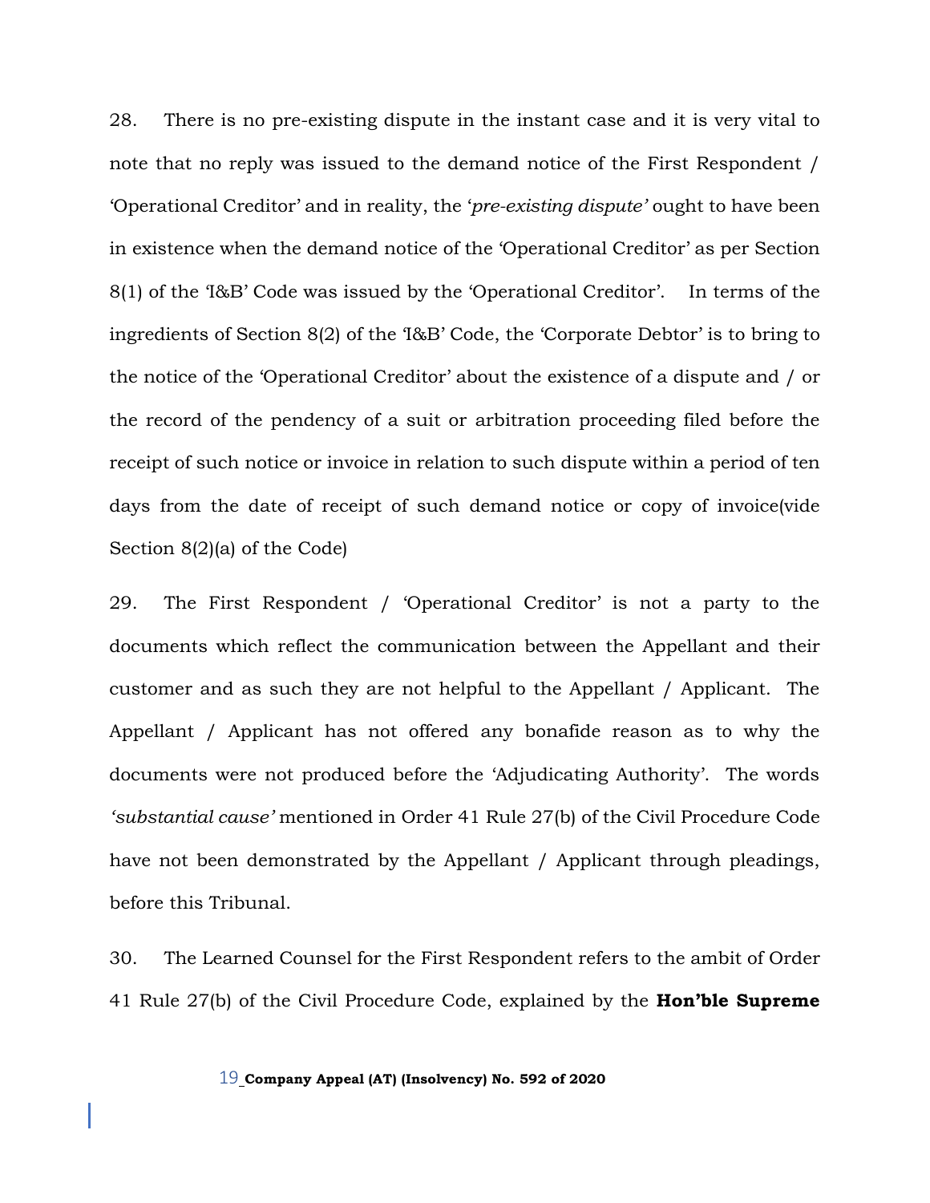28. There is no pre-existing dispute in the instant case and it is very vital to note that no reply was issued to the demand notice of the First Respondent / 'Operational Creditor' and in reality, the '*pre-existing dispute'* ought to have been in existence when the demand notice of the 'Operational Creditor' as per Section 8(1) of the 'I&B' Code was issued by the 'Operational Creditor'. In terms of the ingredients of Section 8(2) of the 'I&B' Code, the 'Corporate Debtor' is to bring to the notice of the 'Operational Creditor' about the existence of a dispute and / or the record of the pendency of a suit or arbitration proceeding filed before the receipt of such notice or invoice in relation to such dispute within a period of ten days from the date of receipt of such demand notice or copy of invoice(vide Section 8(2)(a) of the Code)

29. The First Respondent / 'Operational Creditor' is not a party to the documents which reflect the communication between the Appellant and their customer and as such they are not helpful to the Appellant / Applicant. The Appellant / Applicant has not offered any bonafide reason as to why the documents were not produced before the 'Adjudicating Authority'. The words *'substantial cause'* mentioned in Order 41 Rule 27(b) of the Civil Procedure Code have not been demonstrated by the Appellant / Applicant through pleadings, before this Tribunal.

30. The Learned Counsel for the First Respondent refers to the ambit of Order 41 Rule 27(b) of the Civil Procedure Code, explained by the **Hon'ble Supreme**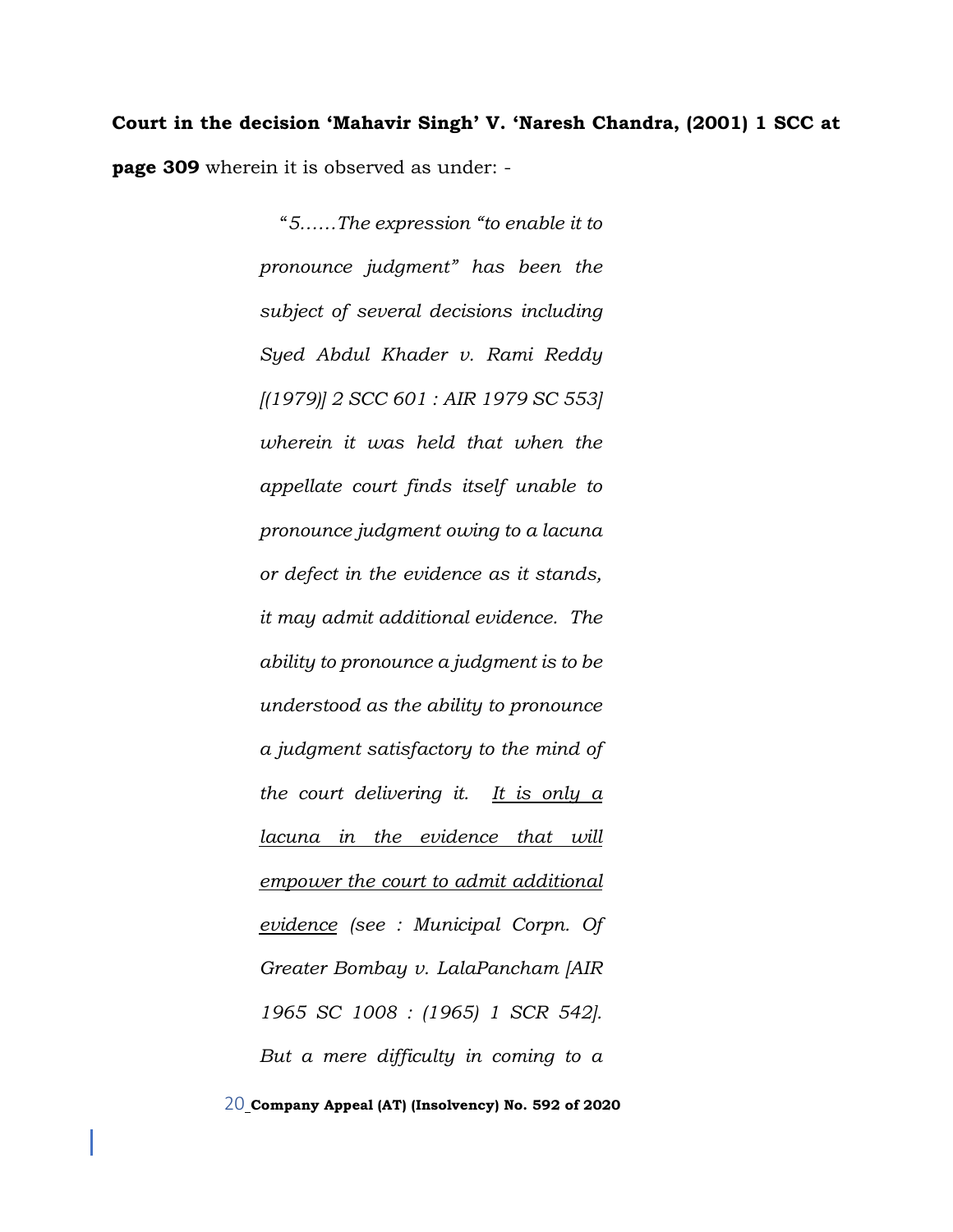**Court in the decision 'Mahavir Singh' V. 'Naresh Chandra, (2001) 1 SCC at page 309** wherein it is observed as under: -

> "*5……The expression "to enable it to pronounce judgment" has been the subject of several decisions including Syed Abdul Khader v. Rami Reddy [(1979)] 2 SCC 601 : AIR 1979 SC 553] wherein it was held that when the appellate court finds itself unable to pronounce judgment owing to a lacuna or defect in the evidence as it stands, it may admit additional evidence. The ability to pronounce a judgment is to be understood as the ability to pronounce a judgment satisfactory to the mind of the court delivering it. <u>It is only a lacuna in the evidence that will empower the court to admit additional evidence</u> (see : Municipal Corpn. Of Greater Bombay v. LalaPancham [AIR 1965 SC 1008 : (1965) 1 SCR 542]. But a mere difficulty in coming to a*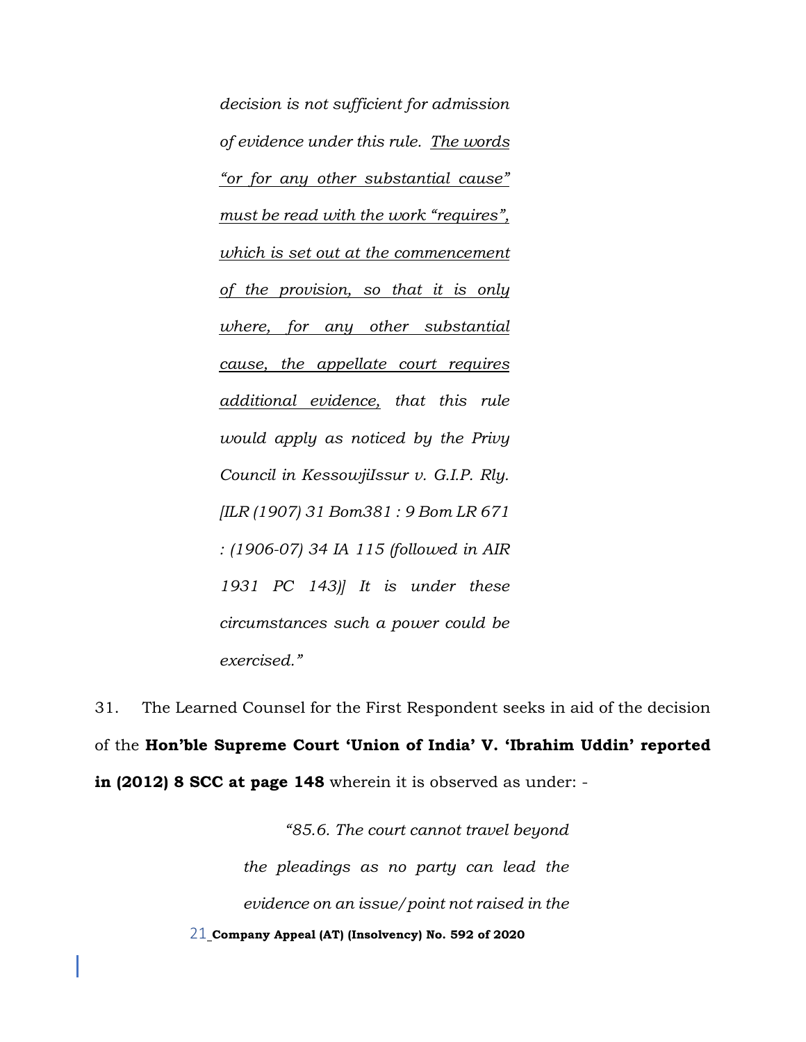*decision is not sufficient for admission of evidence under this rule. <u>The words "or for any other substantial cause" must be read with the work "requires", which is set out at the commencement of the provision, so that it is only where, for any other substantial cause, the appellate court requires additional evidence,</u> that this rule would apply as noticed by the Privy Council in KessowjiIssur v. G.I.P. Rly. [ILR (1907) 31 Bom381 : 9 Bom LR 671 : (1906-07) 34 IA 115 (followed in AIR 1931 PC 143)] It is under these circumstances such a power could be exercised."*

31. The Learned Counsel for the First Respondent seeks in aid of the decision of the **Hon'ble Supreme Court 'Union of India' V. 'Ibrahim Uddin' reported in (2012) 8 SCC at page 148** wherein it is observed as under: -

> *"85.6. The court cannot travel beyond the pleadings as no party can lead the evidence on an issue/point not raised in the*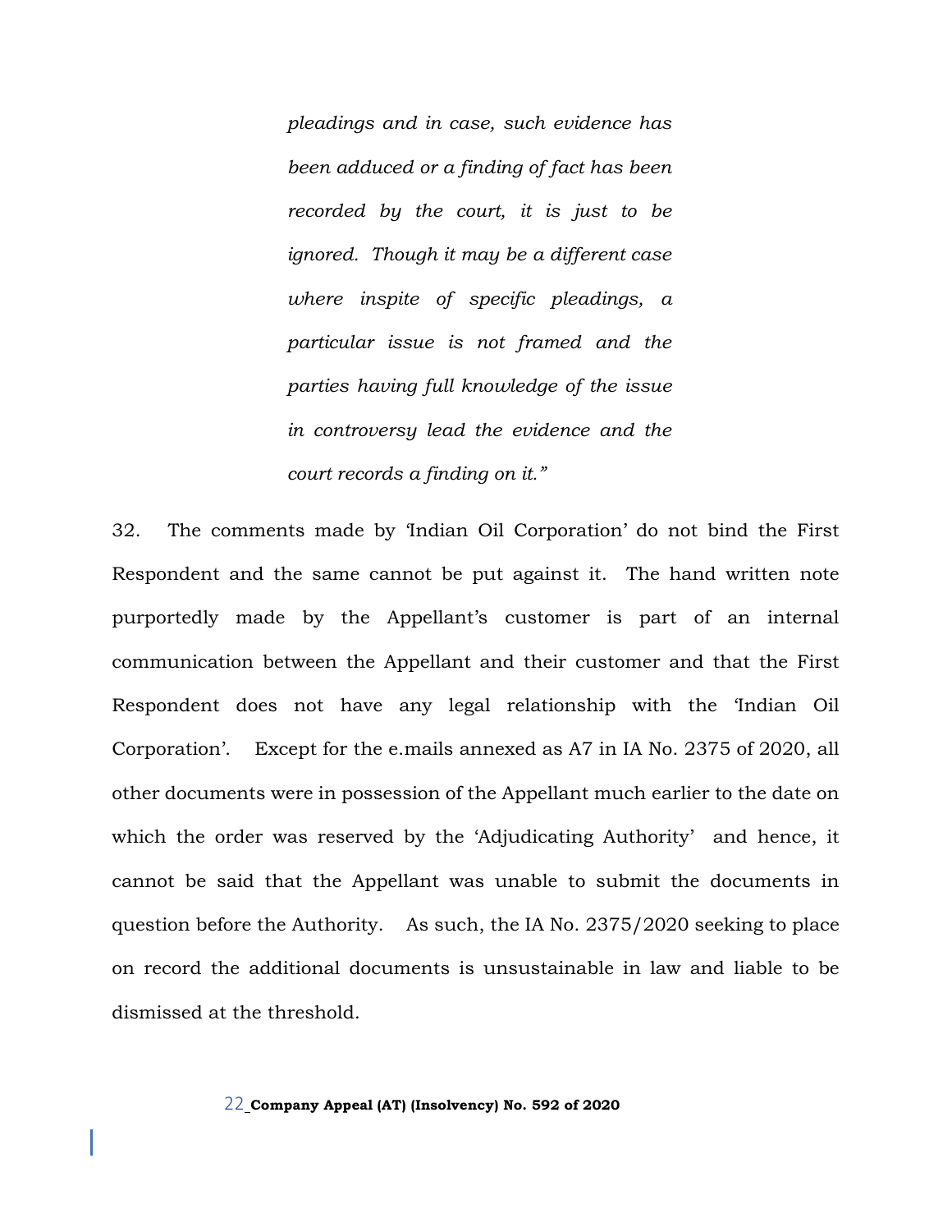> *pleadings and in case, such evidence has been adduced or a finding of fact has been recorded by the court, it is just to be ignored. Though it may be a different case where inspite of specific pleadings, a particular issue is not framed and the parties having full knowledge of the issue in controversy lead the evidence and the court records a finding on it."*

32. The comments made by 'Indian Oil Corporation' do not bind the First Respondent and the same cannot be put against it. The hand written note purportedly made by the Appellant's customer is part of an internal communication between the Appellant and their customer and that the First Respondent does not have any legal relationship with the 'Indian Oil Corporation'. Except for the e.mails annexed as A7 in IA No. 2375 of 2020, all other documents were in possession of the Appellant much earlier to the date on which the order was reserved by the 'Adjudicating Authority' and hence, it cannot be said that the Appellant was unable to submit the documents in question before the Authority. As such, the IA No. 2375/2020 seeking to place on record the additional documents is unsustainable in law and liable to be dismissed at the threshold.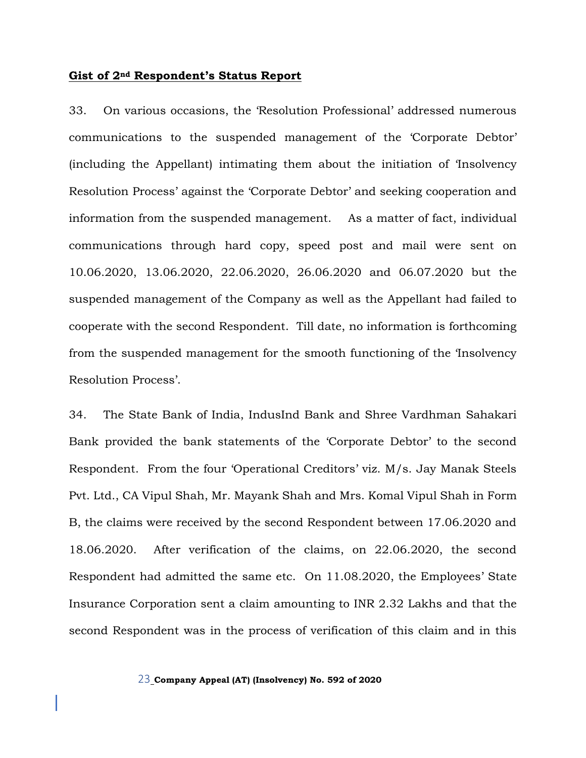**Gist of 2nd Respondent's Status Report**

33. On various occasions, the 'Resolution Professional' addressed numerous communications to the suspended management of the 'Corporate Debtor' (including the Appellant) intimating them about the initiation of 'Insolvency Resolution Process' against the 'Corporate Debtor' and seeking cooperation and information from the suspended management. As a matter of fact, individual communications through hard copy, speed post and mail were sent on 10.06.2020, 13.06.2020, 22.06.2020, 26.06.2020 and 06.07.2020 but the suspended management of the Company as well as the Appellant had failed to cooperate with the second Respondent. Till date, no information is forthcoming from the suspended management for the smooth functioning of the 'Insolvency Resolution Process'.

34. The State Bank of India, IndusInd Bank and Shree Vardhman Sahakari Bank provided the bank statements of the 'Corporate Debtor' to the second Respondent. From the four 'Operational Creditors' viz. M/s. Jay Manak Steels Pvt. Ltd., CA Vipul Shah, Mr. Mayank Shah and Mrs. Komal Vipul Shah in Form B, the claims were received by the second Respondent between 17.06.2020 and 18.06.2020. After verification of the claims, on 22.06.2020, the second Respondent had admitted the same etc. On 11.08.2020, the Employees' State Insurance Corporation sent a claim amounting to INR 2.32 Lakhs and that the second Respondent was in the process of verification of this claim and in this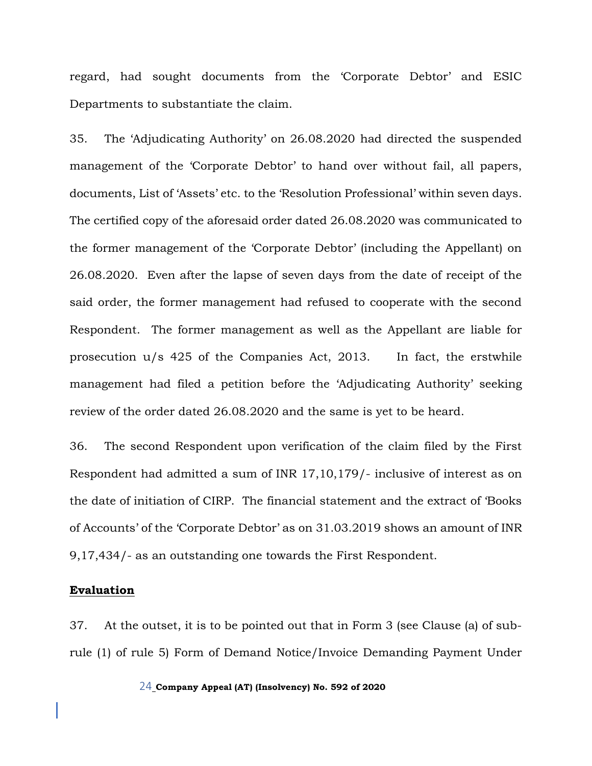regard, had sought documents from the 'Corporate Debtor' and ESIC Departments to substantiate the claim.

35. The 'Adjudicating Authority' on 26.08.2020 had directed the suspended management of the 'Corporate Debtor' to hand over without fail, all papers, documents, List of 'Assets' etc. to the 'Resolution Professional' within seven days. The certified copy of the aforesaid order dated 26.08.2020 was communicated to the former management of the 'Corporate Debtor' (including the Appellant) on 26.08.2020. Even after the lapse of seven days from the date of receipt of the said order, the former management had refused to cooperate with the second Respondent. The former management as well as the Appellant are liable for prosecution u/s 425 of the Companies Act, 2013. In fact, the erstwhile management had filed a petition before the 'Adjudicating Authority' seeking review of the order dated 26.08.2020 and the same is yet to be heard.

36. The second Respondent upon verification of the claim filed by the First Respondent had admitted a sum of INR 17,10,179/- inclusive of interest as on the date of initiation of CIRP. The financial statement and the extract of 'Books of Accounts' of the 'Corporate Debtor' as on 31.03.2019 shows an amount of INR 9,17,434/- as an outstanding one towards the First Respondent.

**Evaluation**

37. At the outset, it is to be pointed out that in Form 3 (see Clause (a) of sub-rule (1) of rule 5) Form of Demand Notice/Invoice Demanding Payment Under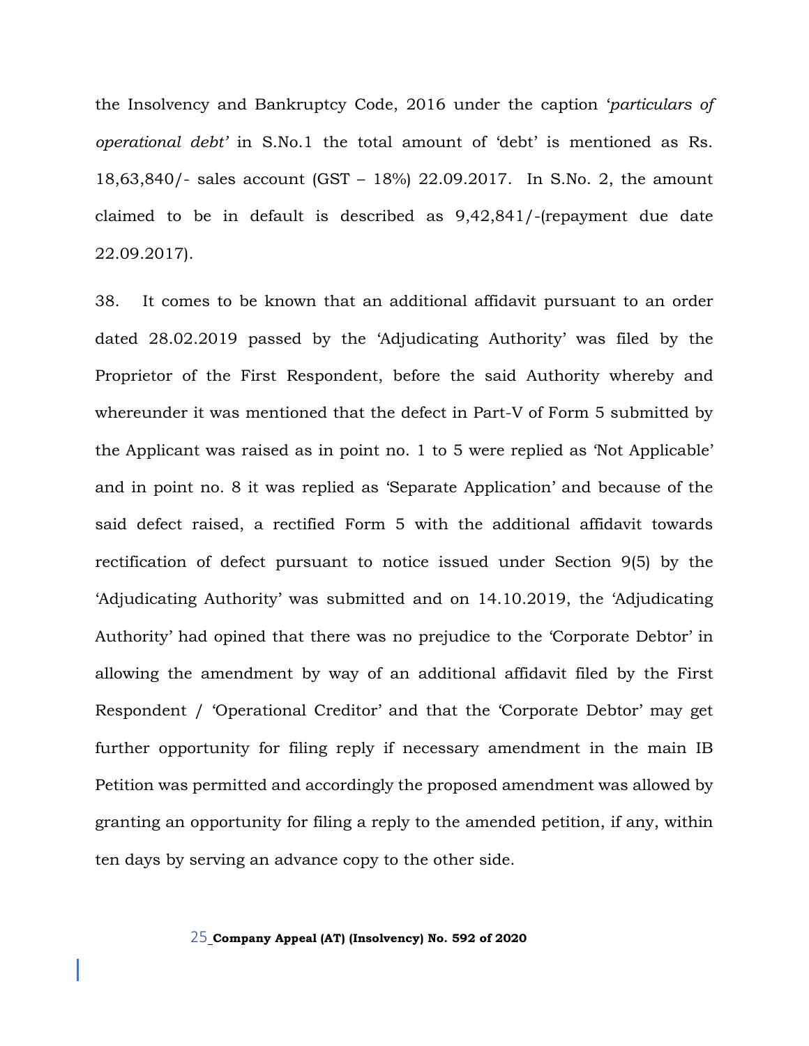the Insolvency and Bankruptcy Code, 2016 under the caption '*particulars of operational debt'* in S.No.1 the total amount of 'debt' is mentioned as Rs. 18,63,840/- sales account (GST – 18%) 22.09.2017. In S.No. 2, the amount claimed to be in default is described as 9,42,841/-(repayment due date 22.09.2017).

38. It comes to be known that an additional affidavit pursuant to an order dated 28.02.2019 passed by the 'Adjudicating Authority' was filed by the Proprietor of the First Respondent, before the said Authority whereby and whereunder it was mentioned that the defect in Part-V of Form 5 submitted by the Applicant was raised as in point no. 1 to 5 were replied as 'Not Applicable' and in point no. 8 it was replied as 'Separate Application' and because of the said defect raised, a rectified Form 5 with the additional affidavit towards rectification of defect pursuant to notice issued under Section 9(5) by the 'Adjudicating Authority' was submitted and on 14.10.2019, the 'Adjudicating Authority' had opined that there was no prejudice to the 'Corporate Debtor' in allowing the amendment by way of an additional affidavit filed by the First Respondent / 'Operational Creditor' and that the 'Corporate Debtor' may get further opportunity for filing reply if necessary amendment in the main IB Petition was permitted and accordingly the proposed amendment was allowed by granting an opportunity for filing a reply to the amended petition, if any, within ten days by serving an advance copy to the other side.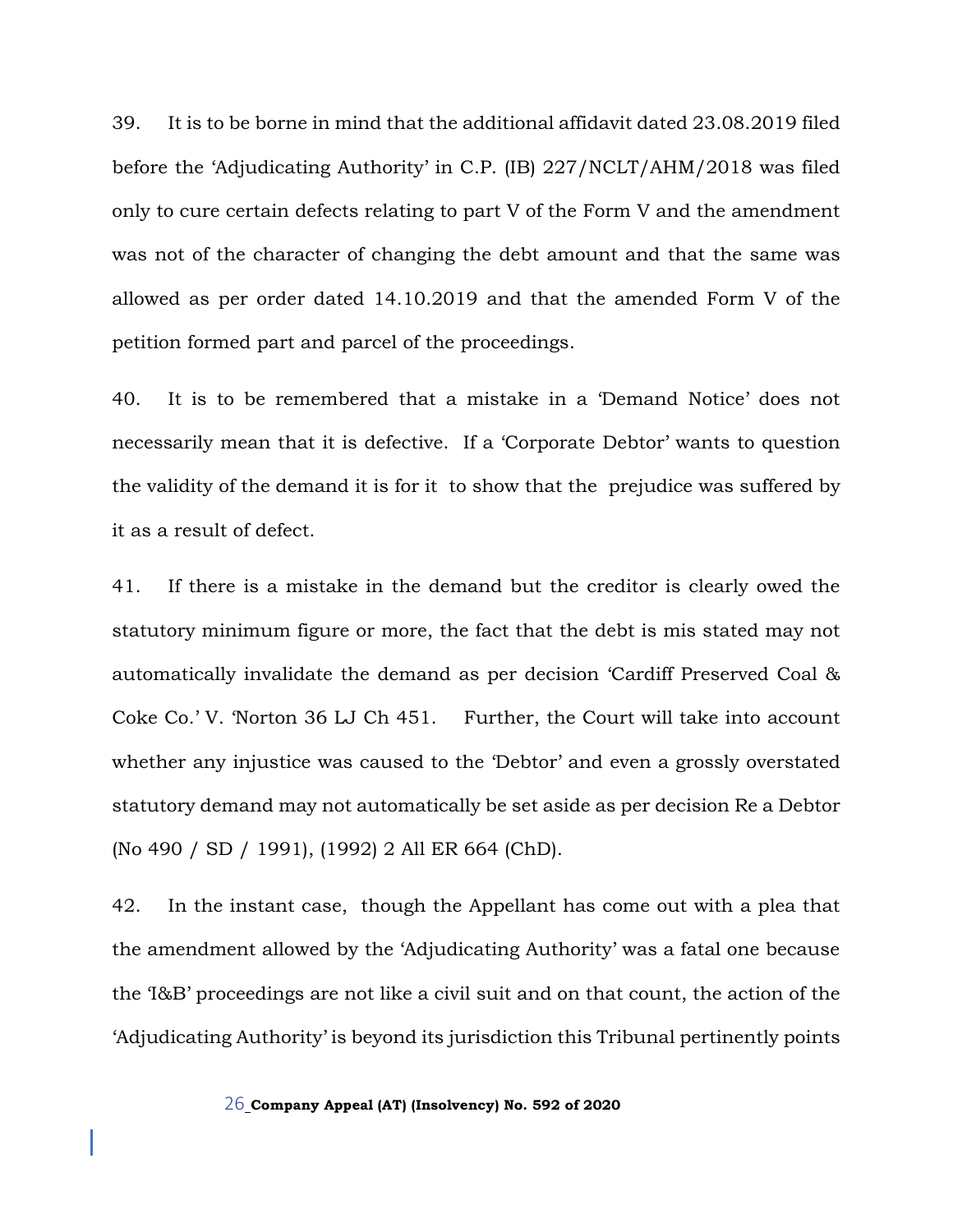39. It is to be borne in mind that the additional affidavit dated 23.08.2019 filed before the 'Adjudicating Authority' in C.P. (IB) 227/NCLT/AHM/2018 was filed only to cure certain defects relating to part V of the Form V and the amendment was not of the character of changing the debt amount and that the same was allowed as per order dated 14.10.2019 and that the amended Form V of the petition formed part and parcel of the proceedings.

40. It is to be remembered that a mistake in a 'Demand Notice' does not necessarily mean that it is defective. If a 'Corporate Debtor' wants to question the validity of the demand it is for it to show that the prejudice was suffered by it as a result of defect.

41. If there is a mistake in the demand but the creditor is clearly owed the statutory minimum figure or more, the fact that the debt is mis stated may not automatically invalidate the demand as per decision 'Cardiff Preserved Coal & Coke Co.' V. 'Norton 36 LJ Ch 451. Further, the Court will take into account whether any injustice was caused to the 'Debtor' and even a grossly overstated statutory demand may not automatically be set aside as per decision Re a Debtor (No 490 / SD / 1991), (1992) 2 All ER 664 (ChD).

42. In the instant case, though the Appellant has come out with a plea that the amendment allowed by the 'Adjudicating Authority' was a fatal one because the 'I&B' proceedings are not like a civil suit and on that count, the action of the 'Adjudicating Authority' is beyond its jurisdiction this Tribunal pertinently points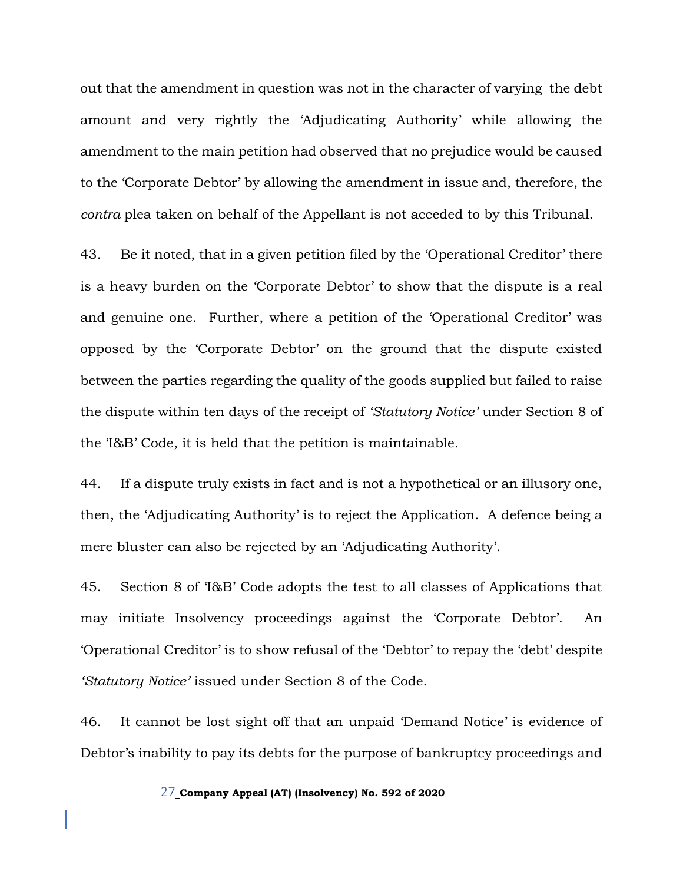out that the amendment in question was not in the character of varying the debt amount and very rightly the 'Adjudicating Authority' while allowing the amendment to the main petition had observed that no prejudice would be caused to the 'Corporate Debtor' by allowing the amendment in issue and, therefore, the *contra* plea taken on behalf of the Appellant is not acceded to by this Tribunal.

43. Be it noted, that in a given petition filed by the 'Operational Creditor' there is a heavy burden on the 'Corporate Debtor' to show that the dispute is a real and genuine one. Further, where a petition of the 'Operational Creditor' was opposed by the 'Corporate Debtor' on the ground that the dispute existed between the parties regarding the quality of the goods supplied but failed to raise the dispute within ten days of the receipt of *'Statutory Notice'* under Section 8 of the 'I&B' Code, it is held that the petition is maintainable.

44. If a dispute truly exists in fact and is not a hypothetical or an illusory one, then, the 'Adjudicating Authority' is to reject the Application. A defence being a mere bluster can also be rejected by an 'Adjudicating Authority'.

45. Section 8 of 'I&B' Code adopts the test to all classes of Applications that may initiate Insolvency proceedings against the 'Corporate Debtor'. An 'Operational Creditor' is to show refusal of the 'Debtor' to repay the 'debt' despite *'Statutory Notice'* issued under Section 8 of the Code.

46. It cannot be lost sight off that an unpaid 'Demand Notice' is evidence of Debtor's inability to pay its debts for the purpose of bankruptcy proceedings and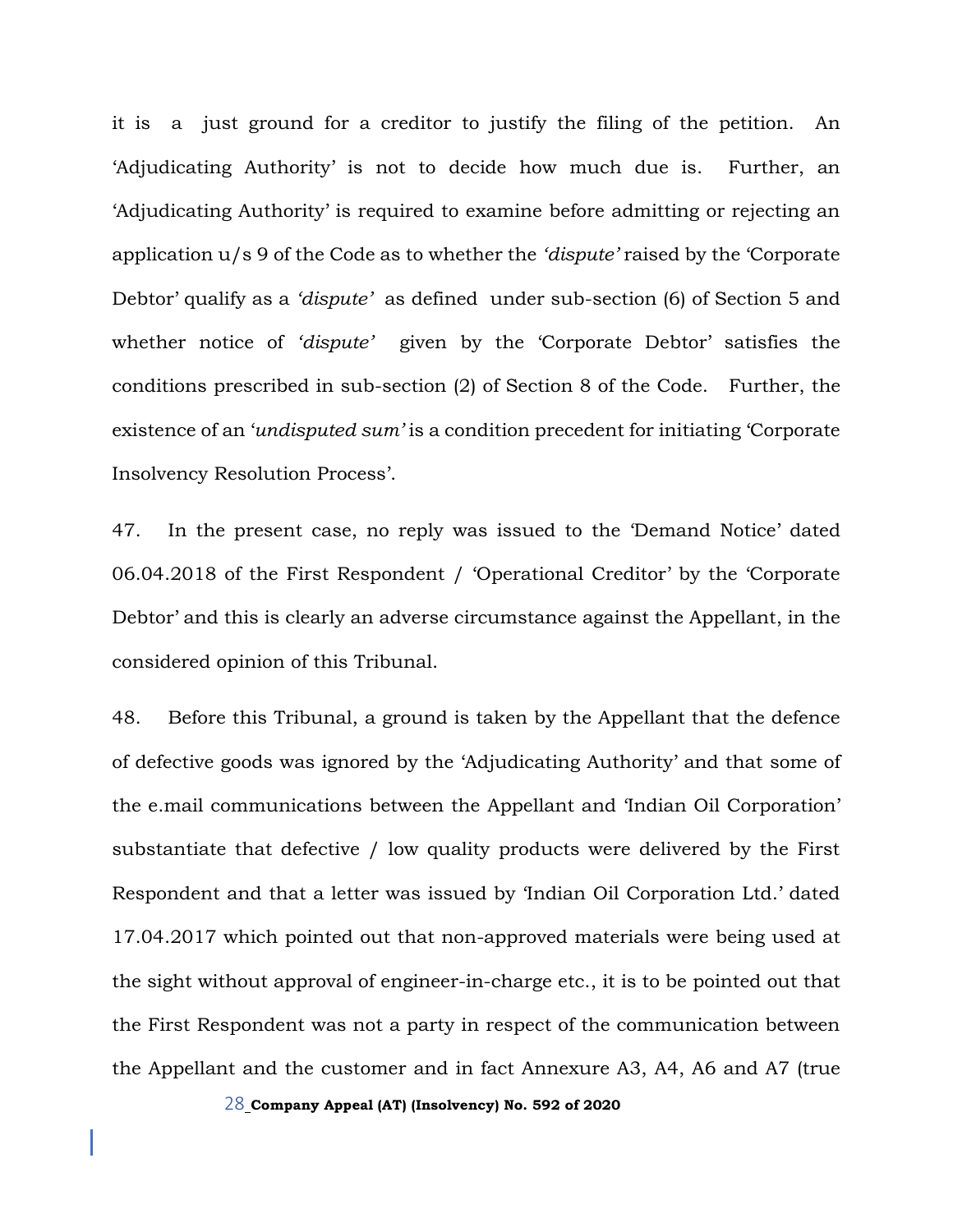it is a just ground for a creditor to justify the filing of the petition. An 'Adjudicating Authority' is not to decide how much due is. Further, an 'Adjudicating Authority' is required to examine before admitting or rejecting an application u/s 9 of the Code as to whether the *'dispute'* raised by the 'Corporate Debtor' qualify as a *'dispute'* as defined under sub-section (6) of Section 5 and whether notice of *'dispute'* given by the 'Corporate Debtor' satisfies the conditions prescribed in sub-section (2) of Section 8 of the Code. Further, the existence of an '*undisputed sum'* is a condition precedent for initiating 'Corporate Insolvency Resolution Process'.

47. In the present case, no reply was issued to the 'Demand Notice' dated 06.04.2018 of the First Respondent / 'Operational Creditor' by the 'Corporate Debtor' and this is clearly an adverse circumstance against the Appellant, in the considered opinion of this Tribunal.

48. Before this Tribunal, a ground is taken by the Appellant that the defence of defective goods was ignored by the 'Adjudicating Authority' and that some of the e.mail communications between the Appellant and 'Indian Oil Corporation' substantiate that defective / low quality products were delivered by the First Respondent and that a letter was issued by 'Indian Oil Corporation Ltd.' dated 17.04.2017 which pointed out that non-approved materials were being used at the sight without approval of engineer-in-charge etc., it is to be pointed out that the First Respondent was not a party in respect of the communication between the Appellant and the customer and in fact Annexure A3, A4, A6 and A7 (true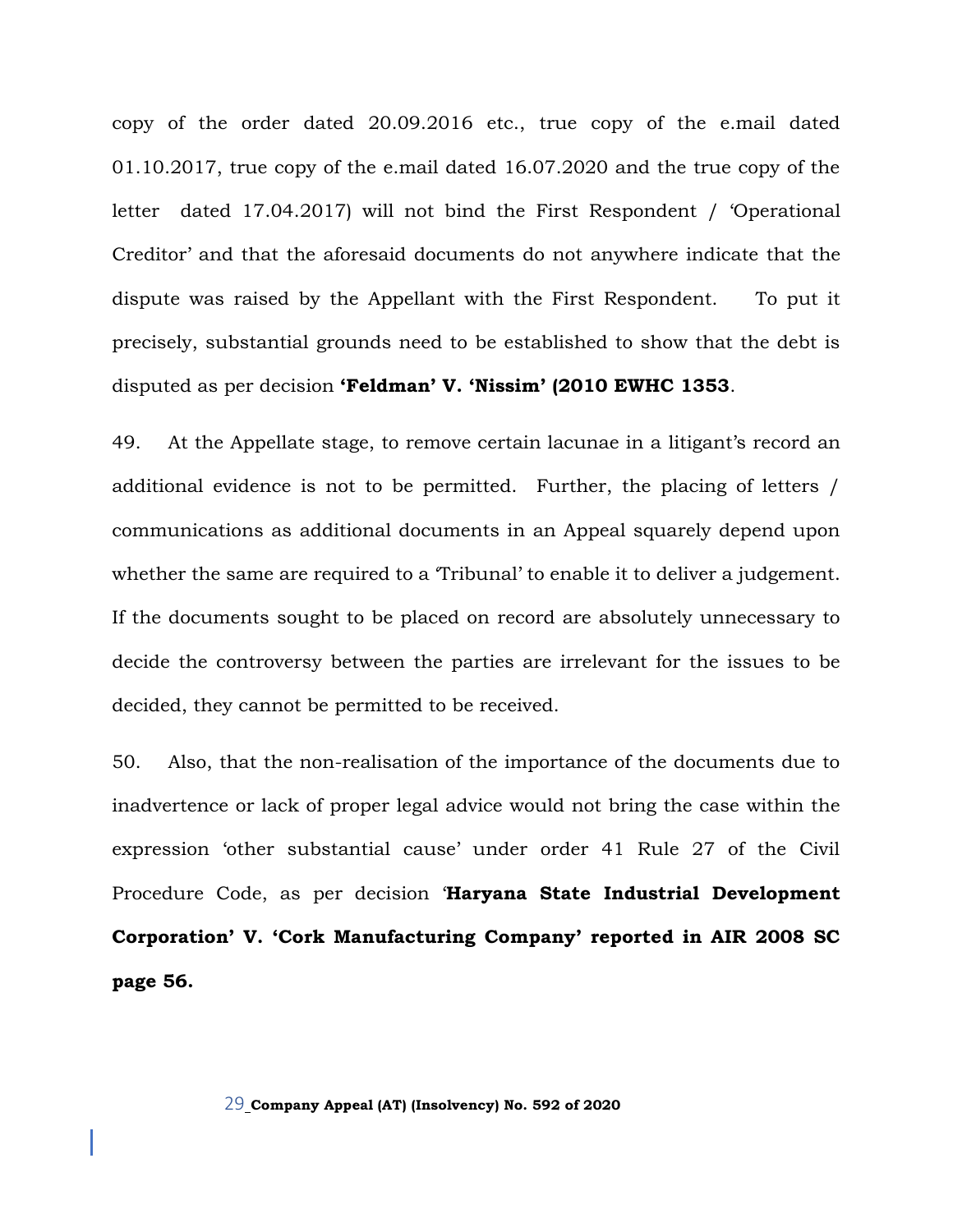copy of the order dated 20.09.2016 etc., true copy of the e.mail dated 01.10.2017, true copy of the e.mail dated 16.07.2020 and the true copy of the letter dated 17.04.2017) will not bind the First Respondent / 'Operational Creditor' and that the aforesaid documents do not anywhere indicate that the dispute was raised by the Appellant with the First Respondent. To put it precisely, substantial grounds need to be established to show that the debt is disputed as per decision **'Feldman' V. 'Nissim' (2010 EWHC 1353**.

49. At the Appellate stage, to remove certain lacunae in a litigant's record an additional evidence is not to be permitted. Further, the placing of letters / communications as additional documents in an Appeal squarely depend upon whether the same are required to a 'Tribunal' to enable it to deliver a judgement. If the documents sought to be placed on record are absolutely unnecessary to decide the controversy between the parties are irrelevant for the issues to be decided, they cannot be permitted to be received.

50. Also, that the non-realisation of the importance of the documents due to inadvertence or lack of proper legal advice would not bring the case within the expression 'other substantial cause' under order 41 Rule 27 of the Civil Procedure Code, as per decision '**Haryana State Industrial Development Corporation' V. 'Cork Manufacturing Company' reported in AIR 2008 SC page 56.**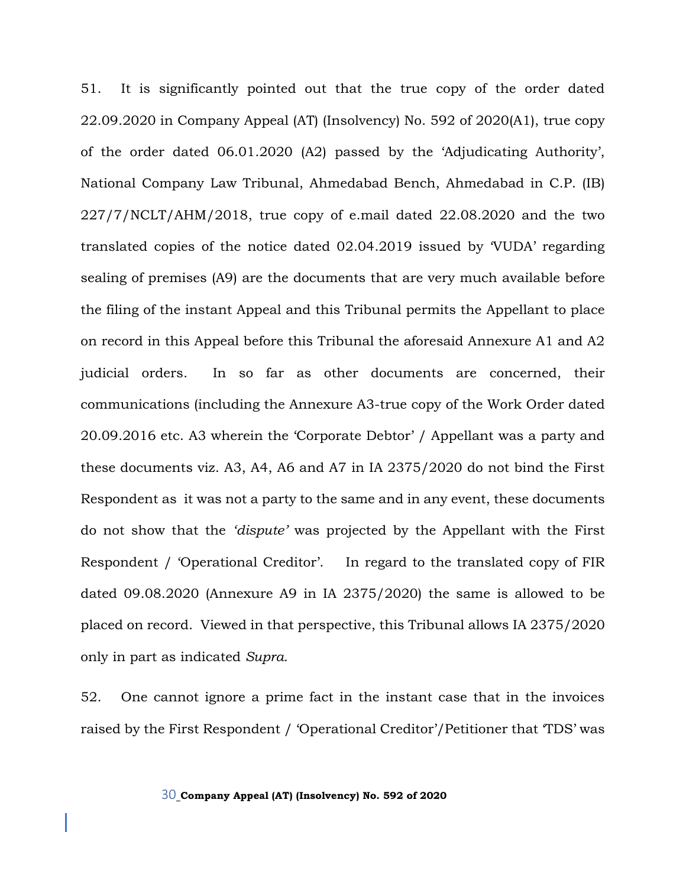51. It is significantly pointed out that the true copy of the order dated 22.09.2020 in Company Appeal (AT) (Insolvency) No. 592 of 2020(A1), true copy of the order dated 06.01.2020 (A2) passed by the 'Adjudicating Authority', National Company Law Tribunal, Ahmedabad Bench, Ahmedabad in C.P. (IB) 227/7/NCLT/AHM/2018, true copy of e.mail dated 22.08.2020 and the two translated copies of the notice dated 02.04.2019 issued by 'VUDA' regarding sealing of premises (A9) are the documents that are very much available before the filing of the instant Appeal and this Tribunal permits the Appellant to place on record in this Appeal before this Tribunal the aforesaid Annexure A1 and A2 judicial orders. In so far as other documents are concerned, their communications (including the Annexure A3-true copy of the Work Order dated 20.09.2016 etc. A3 wherein the 'Corporate Debtor' / Appellant was a party and these documents viz. A3, A4, A6 and A7 in IA 2375/2020 do not bind the First Respondent as it was not a party to the same and in any event, these documents do not show that the *'dispute'* was projected by the Appellant with the First Respondent / 'Operational Creditor'. In regard to the translated copy of FIR dated 09.08.2020 (Annexure A9 in IA 2375/2020) the same is allowed to be placed on record. Viewed in that perspective, this Tribunal allows IA 2375/2020 only in part as indicated *Supra.*

52. One cannot ignore a prime fact in the instant case that in the invoices raised by the First Respondent / 'Operational Creditor'/Petitioner that 'TDS' was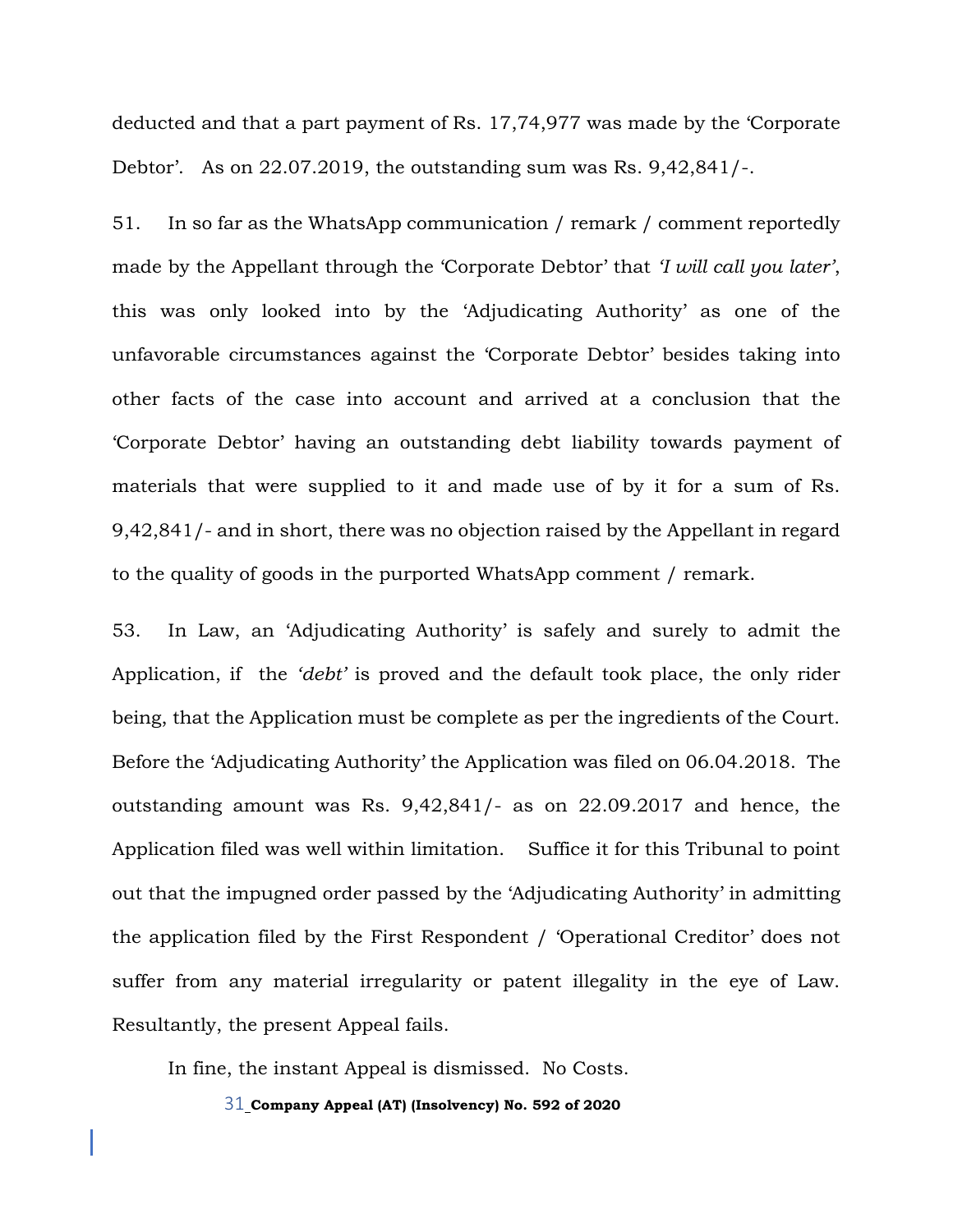deducted and that a part payment of Rs. 17,74,977 was made by the 'Corporate Debtor'. As on 22.07.2019, the outstanding sum was Rs. 9,42,841/-.

51. In so far as the WhatsApp communication / remark / comment reportedly made by the Appellant through the 'Corporate Debtor' that *'I will call you later'*, this was only looked into by the 'Adjudicating Authority' as one of the unfavorable circumstances against the 'Corporate Debtor' besides taking into other facts of the case into account and arrived at a conclusion that the 'Corporate Debtor' having an outstanding debt liability towards payment of materials that were supplied to it and made use of by it for a sum of Rs. 9,42,841/- and in short, there was no objection raised by the Appellant in regard to the quality of goods in the purported WhatsApp comment / remark.

53. In Law, an 'Adjudicating Authority' is safely and surely to admit the Application, if the *'debt'* is proved and the default took place, the only rider being, that the Application must be complete as per the ingredients of the Court. Before the 'Adjudicating Authority' the Application was filed on 06.04.2018. The outstanding amount was Rs. 9,42,841/- as on 22.09.2017 and hence, the Application filed was well within limitation. Suffice it for this Tribunal to point out that the impugned order passed by the 'Adjudicating Authority' in admitting the application filed by the First Respondent / 'Operational Creditor' does not suffer from any material irregularity or patent illegality in the eye of Law. Resultantly, the present Appeal fails.

In fine, the instant Appeal is dismissed. No Costs.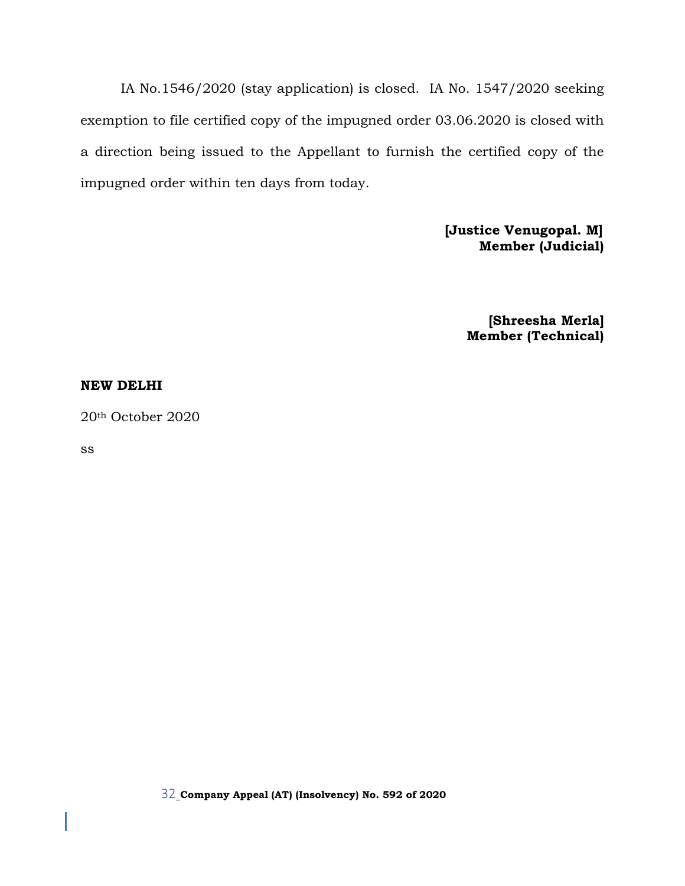IA No.1546/2020 (stay application) is closed. IA No. 1547/2020 seeking exemption to file certified copy of the impugned order 03.06.2020 is closed with a direction being issued to the Appellant to furnish the certified copy of the impugned order within ten days from today.

**[Justice Venugopal. M]**
**Member (Judicial)**

**[Shreesha Merla]**
**Member (Technical)**

**NEW DELHI**

20th October 2020

ss